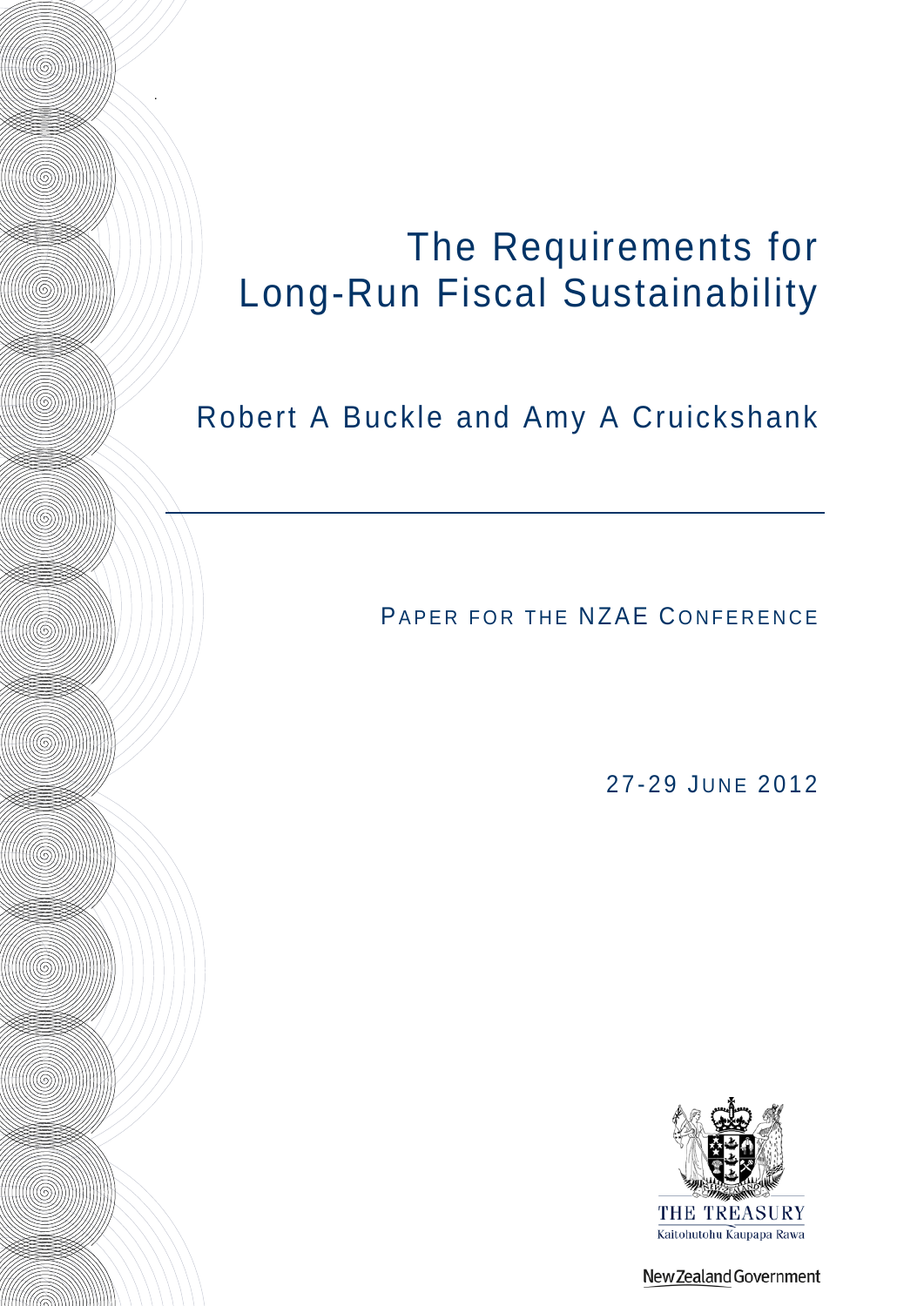# The Requirements for Long-Run Fiscal Sustainability

Robert A Buckle and Amy A Cruickshank

PAPER FOR THE NZAE CONFERENCE

27-29 JUNE 2012

THE TREASURY
Kaitohutohu Kaupapa Rawa

New Zealand Government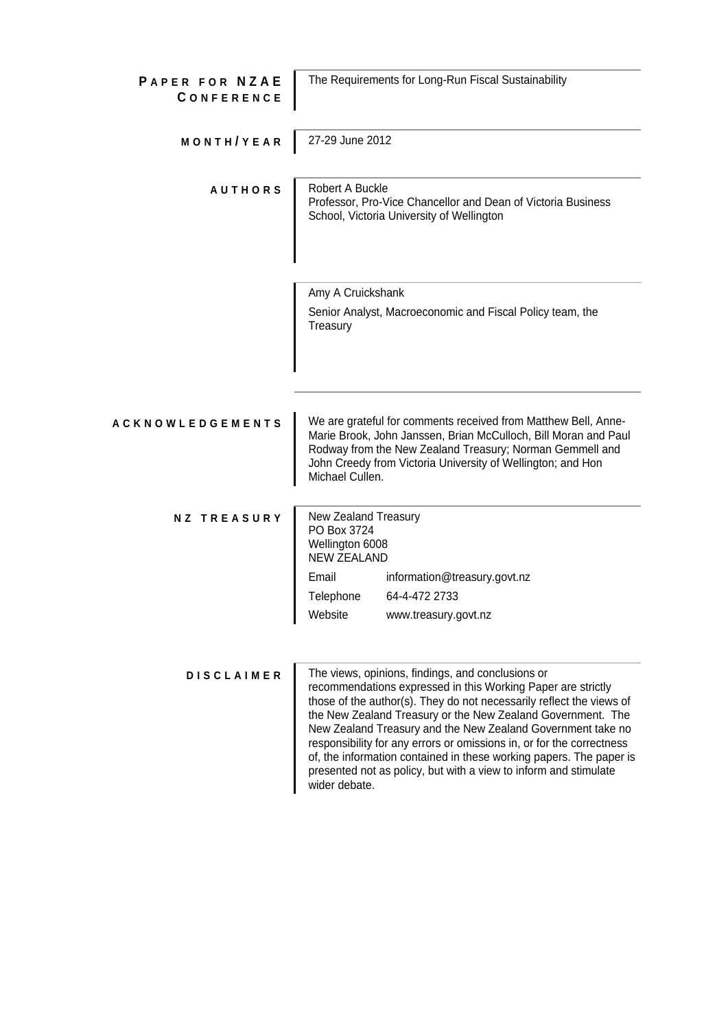**PAPER FOR NZAE CONFERENCE**

The Requirements for Long-Run Fiscal Sustainability

**MONTH/YEAR**

27-29 June 2012

**AUTHORS**

Robert A Buckle
Professor, Pro-Vice Chancellor and Dean of Victoria Business School, Victoria University of Wellington

Amy A Cruickshank

Senior Analyst, Macroeconomic and Fiscal Policy team, the Treasury

**ACKNOWLEDGEMENTS**

We are grateful for comments received from Matthew Bell, Anne-Marie Brook, John Janssen, Brian McCulloch, Bill Moran and Paul Rodway from the New Zealand Treasury; Norman Gemmell and John Creedy from Victoria University of Wellington; and Hon Michael Cullen.

**NZ TREASURY**

New Zealand Treasury
PO Box 3724
Wellington 6008
NEW ZEALAND

| | |
|---|---|
| Email | information@treasury.govt.nz |
| Telephone | 64-4-472 2733 |
| Website | www.treasury.govt.nz |

**DISCLAIMER**

The views, opinions, findings, and conclusions or recommendations expressed in this Working Paper are strictly those of the author(s). They do not necessarily reflect the views of the New Zealand Treasury or the New Zealand Government. The New Zealand Treasury and the New Zealand Government take no responsibility for any errors or omissions in, or for the correctness of, the information contained in these working papers. The paper is presented not as policy, but with a view to inform and stimulate wider debate.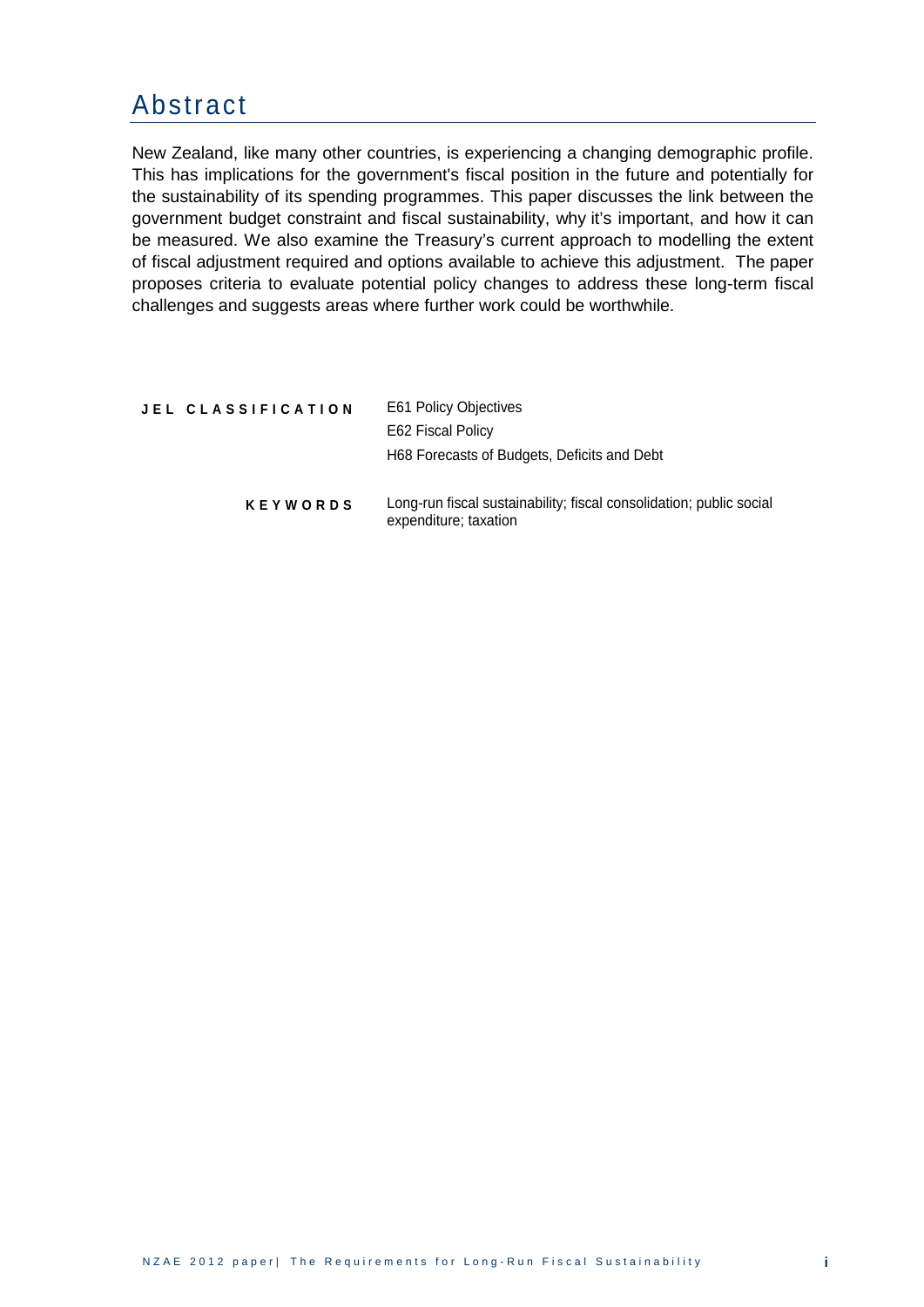# Abstract

New Zealand, like many other countries, is experiencing a changing demographic profile. This has implications for the government's fiscal position in the future and potentially for the sustainability of its spending programmes. This paper discusses the link between the government budget constraint and fiscal sustainability, why it's important, and how it can be measured. We also examine the Treasury's current approach to modelling the extent of fiscal adjustment required and options available to achieve this adjustment. The paper proposes criteria to evaluate potential policy changes to address these long-term fiscal challenges and suggests areas where further work could be worthwhile.

**JEL CLASSIFICATION**
E61 Policy Objectives
E62 Fiscal Policy
H68 Forecasts of Budgets, Deficits and Debt

**KEYWORDS**
Long-run fiscal sustainability; fiscal consolidation; public social expenditure; taxation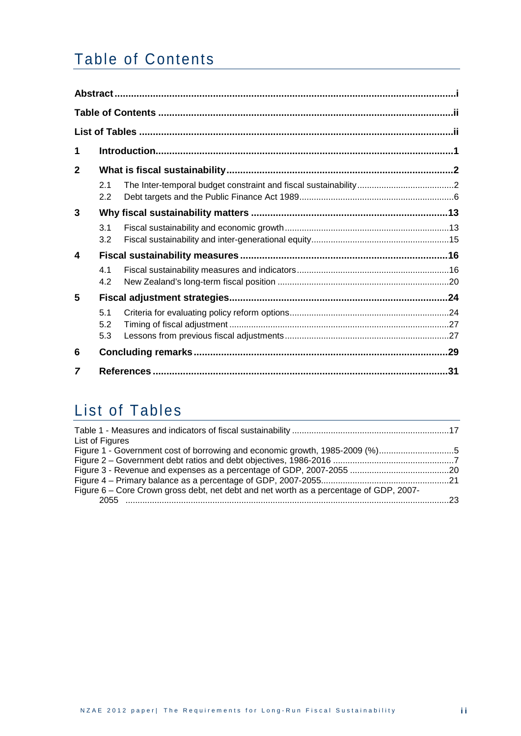# Table of Contents

**Abstract** ..... **i**

**Table of Contents** ..... **ii**

**List of Tables** ..... **ii**

**1 Introduction** ..... **1**

**2 What is fiscal sustainability** ..... **2**

- 2.1 The Inter-temporal budget constraint and fiscal sustainability ..... 2
- 2.2 Debt targets and the Public Finance Act 1989 ..... 6

**3 Why fiscal sustainability matters** ..... **13**

- 3.1 Fiscal sustainability and economic growth ..... 13
- 3.2 Fiscal sustainability and inter-generational equity ..... 15

**4 Fiscal sustainability measures** ..... **16**

- 4.1 Fiscal sustainability measures and indicators ..... 16
- 4.2 New Zealand's long-term fiscal position ..... 20

**5 Fiscal adjustment strategies** ..... **24**

- 5.1 Criteria for evaluating policy reform options ..... 24
- 5.2 Timing of fiscal adjustment ..... 27
- 5.3 Lessons from previous fiscal adjustments ..... 27

**6 Concluding remarks** ..... **29**

***7* References** ..... **31**

# List of Tables

Table 1 - Measures and indicators of fiscal sustainability ..... 17

List of Figures

Figure 1 - Government cost of borrowing and economic growth, 1985-2009 (%) ..... 5

Figure 2 – Government debt ratios and debt objectives, 1986-2016 ..... 7

Figure 3 - Revenue and expenses as a percentage of GDP, 2007-2055 ..... 20

Figure 4 – Primary balance as a percentage of GDP, 2007-2055 ..... 21

Figure 6 – Core Crown gross debt, net debt and net worth as a percentage of GDP, 2007-2055 ..... 23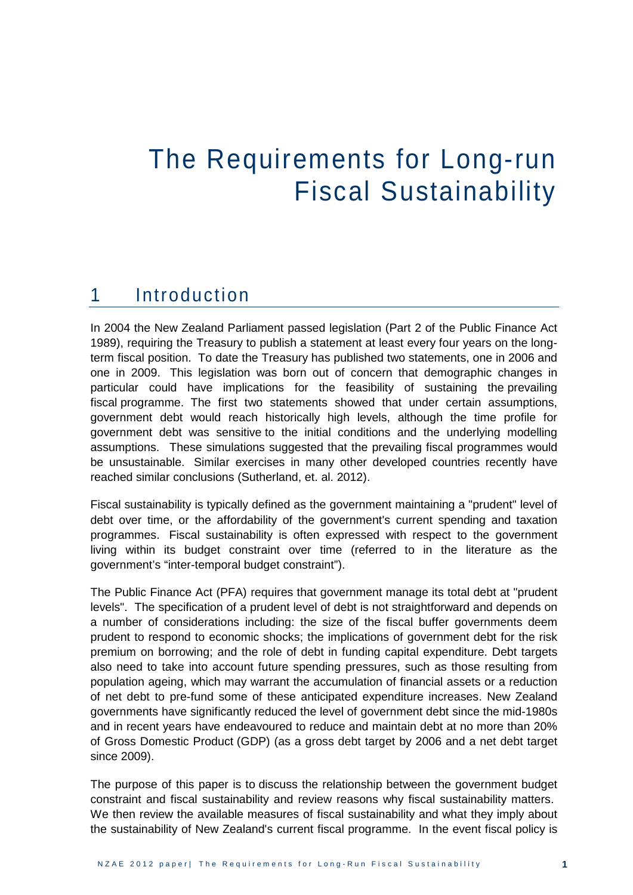# The Requirements for Long-run Fiscal Sustainability

## 1 Introduction

In 2004 the New Zealand Parliament passed legislation (Part 2 of the Public Finance Act 1989), requiring the Treasury to publish a statement at least every four years on the long-term fiscal position. To date the Treasury has published two statements, one in 2006 and one in 2009. This legislation was born out of concern that demographic changes in particular could have implications for the feasibility of sustaining the prevailing fiscal programme. The first two statements showed that under certain assumptions, government debt would reach historically high levels, although the time profile for government debt was sensitive to the initial conditions and the underlying modelling assumptions. These simulations suggested that the prevailing fiscal programmes would be unsustainable. Similar exercises in many other developed countries recently have reached similar conclusions (Sutherland, et. al. 2012).

Fiscal sustainability is typically defined as the government maintaining a "prudent" level of debt over time, or the affordability of the government's current spending and taxation programmes. Fiscal sustainability is often expressed with respect to the government living within its budget constraint over time (referred to in the literature as the government's "inter-temporal budget constraint").

The Public Finance Act (PFA) requires that government manage its total debt at "prudent levels". The specification of a prudent level of debt is not straightforward and depends on a number of considerations including: the size of the fiscal buffer governments deem prudent to respond to economic shocks; the implications of government debt for the risk premium on borrowing; and the role of debt in funding capital expenditure. Debt targets also need to take into account future spending pressures, such as those resulting from population ageing, which may warrant the accumulation of financial assets or a reduction of net debt to pre-fund some of these anticipated expenditure increases. New Zealand governments have significantly reduced the level of government debt since the mid-1980s and in recent years have endeavoured to reduce and maintain debt at no more than 20% of Gross Domestic Product (GDP) (as a gross debt target by 2006 and a net debt target since 2009).

The purpose of this paper is to discuss the relationship between the government budget constraint and fiscal sustainability and review reasons why fiscal sustainability matters. We then review the available measures of fiscal sustainability and what they imply about the sustainability of New Zealand's current fiscal programme. In the event fiscal policy is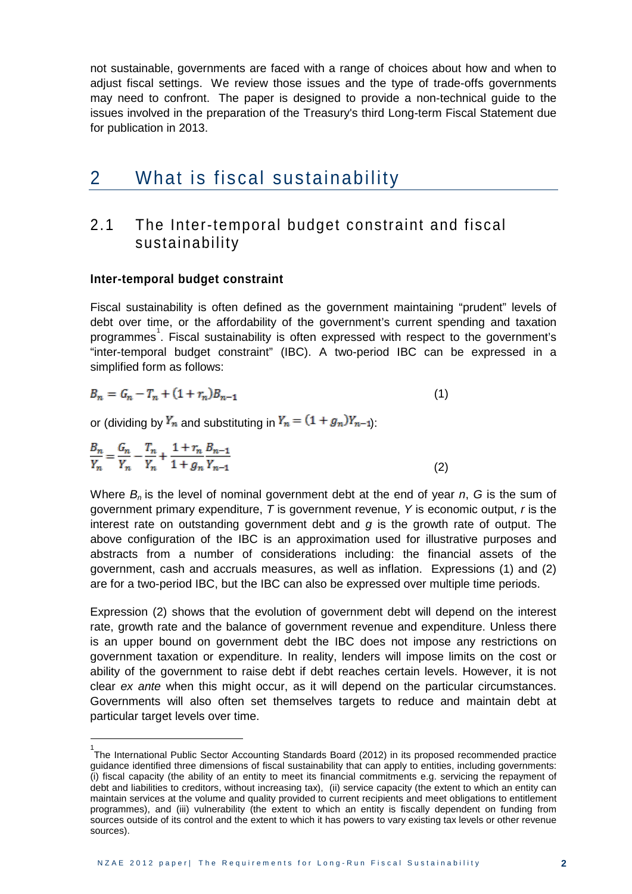not sustainable, governments are faced with a range of choices about how and when to adjust fiscal settings. We review those issues and the type of trade-offs governments may need to confront. The paper is designed to provide a non-technical guide to the issues involved in the preparation of the Treasury's third Long-term Fiscal Statement due for publication in 2013.

# 2 What is fiscal sustainability

## 2.1 The Inter-temporal budget constraint and fiscal sustainability

### Inter-temporal budget constraint

Fiscal sustainability is often defined as the government maintaining "prudent" levels of debt over time, or the affordability of the government's current spending and taxation programmes[1]. Fiscal sustainability is often expressed with respect to the government's "inter-temporal budget constraint" (IBC). A two-period IBC can be expressed in a simplified form as follows:

$$B_n = G_n - T_n + (1 + r_n)B_{n-1} \quad (1)$$

or (dividing by $Y_n$ and substituting in $Y_n = (1 + g_n)Y_{n-1}$):

$$\frac{B_n}{Y_n} = \frac{G_n}{Y_n} - \frac{T_n}{Y_n} + \frac{1 + r_n}{1 + g_n}\frac{B_{n-1}}{Y_{n-1}} \quad (2)$$

Where $B_n$ is the level of nominal government debt at the end of year *n*, *G* is the sum of government primary expenditure, *T* is government revenue, *Y* is economic output, *r* is the interest rate on outstanding government debt and *g* is the growth rate of output. The above configuration of the IBC is an approximation used for illustrative purposes and abstracts from a number of considerations including: the financial assets of the government, cash and accruals measures, as well as inflation. Expressions (1) and (2) are for a two-period IBC, but the IBC can also be expressed over multiple time periods.

Expression (2) shows that the evolution of government debt will depend on the interest rate, growth rate and the balance of government revenue and expenditure. Unless there is an upper bound on government debt the IBC does not impose any restrictions on government taxation or expenditure. In reality, lenders will impose limits on the cost or ability of the government to raise debt if debt reaches certain levels. However, it is not clear *ex ante* when this might occur, as it will depend on the particular circumstances. Governments will also often set themselves targets to reduce and maintain debt at particular target levels over time.

---

[1] The International Public Sector Accounting Standards Board (2012) in its proposed recommended practice guidance identified three dimensions of fiscal sustainability that can apply to entities, including governments: (i) fiscal capacity (the ability of an entity to meet its financial commitments e.g. servicing the repayment of debt and liabilities to creditors, without increasing tax), (ii) service capacity (the extent to which an entity can maintain services at the volume and quality provided to current recipients and meet obligations to entitlement programmes), and (iii) vulnerability (the extent to which an entity is fiscally dependent on funding from sources outside of its control and the extent to which it has powers to vary existing tax levels or other revenue sources).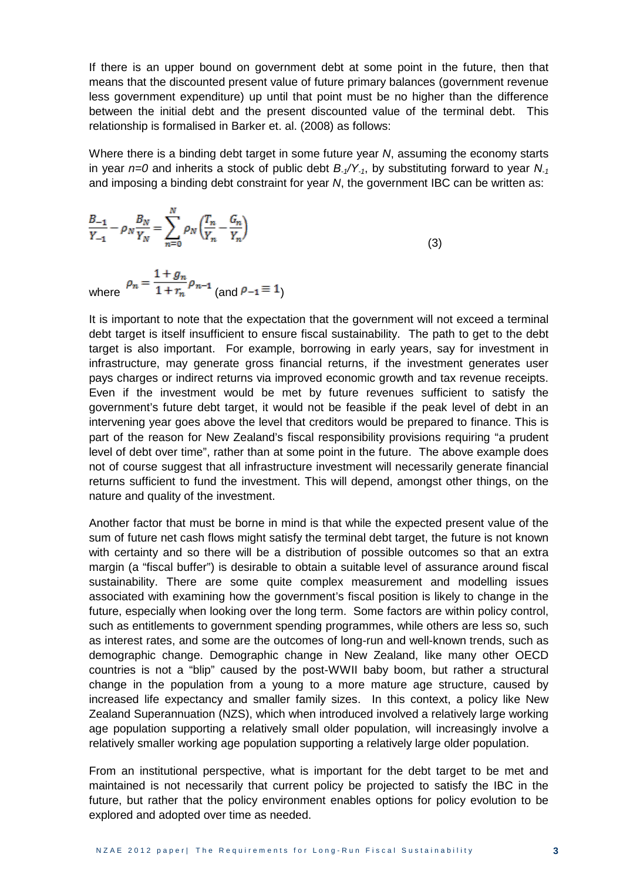If there is an upper bound on government debt at some point in the future, then that means that the discounted present value of future primary balances (government revenue less government expenditure) up until that point must be no higher than the difference between the initial debt and the present discounted value of the terminal debt. This relationship is formalised in Barker et. al. (2008) as follows:

Where there is a binding debt target in some future year $N$, assuming the economy starts in year $n=0$ and inherits a stock of public debt $B_{-1}/Y_{-1}$, by substituting forward to year $N_{-1}$ and imposing a binding debt constraint for year $N$, the government IBC can be written as:

$$\frac{B_{-1}}{Y_{-1}} - \rho_N \frac{B_N}{Y_N} = \sum_{n=0}^{N} \rho_N \left( \frac{T_n}{Y_n} - \frac{G_n}{Y_n} \right) \tag{3}$$

where $\rho_n = \frac{1+g_n}{1+r_n}\rho_{n-1}$ (and $\rho_{-1} \equiv 1$)

It is important to note that the expectation that the government will not exceed a terminal debt target is itself insufficient to ensure fiscal sustainability. The path to get to the debt target is also important. For example, borrowing in early years, say for investment in infrastructure, may generate gross financial returns, if the investment generates user pays charges or indirect returns via improved economic growth and tax revenue receipts. Even if the investment would be met by future revenues sufficient to satisfy the government's future debt target, it would not be feasible if the peak level of debt in an intervening year goes above the level that creditors would be prepared to finance. This is part of the reason for New Zealand's fiscal responsibility provisions requiring "a prudent level of debt over time", rather than at some point in the future. The above example does not of course suggest that all infrastructure investment will necessarily generate financial returns sufficient to fund the investment. This will depend, amongst other things, on the nature and quality of the investment.

Another factor that must be borne in mind is that while the expected present value of the sum of future net cash flows might satisfy the terminal debt target, the future is not known with certainty and so there will be a distribution of possible outcomes so that an extra margin (a "fiscal buffer") is desirable to obtain a suitable level of assurance around fiscal sustainability. There are some quite complex measurement and modelling issues associated with examining how the government's fiscal position is likely to change in the future, especially when looking over the long term. Some factors are within policy control, such as entitlements to government spending programmes, while others are less so, such as interest rates, and some are the outcomes of long-run and well-known trends, such as demographic change. Demographic change in New Zealand, like many other OECD countries is not a "blip" caused by the post-WWII baby boom, but rather a structural change in the population from a young to a more mature age structure, caused by increased life expectancy and smaller family sizes. In this context, a policy like New Zealand Superannuation (NZS), which when introduced involved a relatively large working age population supporting a relatively small older population, will increasingly involve a relatively smaller working age population supporting a relatively large older population.

From an institutional perspective, what is important for the debt target to be met and maintained is not necessarily that current policy be projected to satisfy the IBC in the future, but rather that the policy environment enables options for policy evolution to be explored and adopted over time as needed.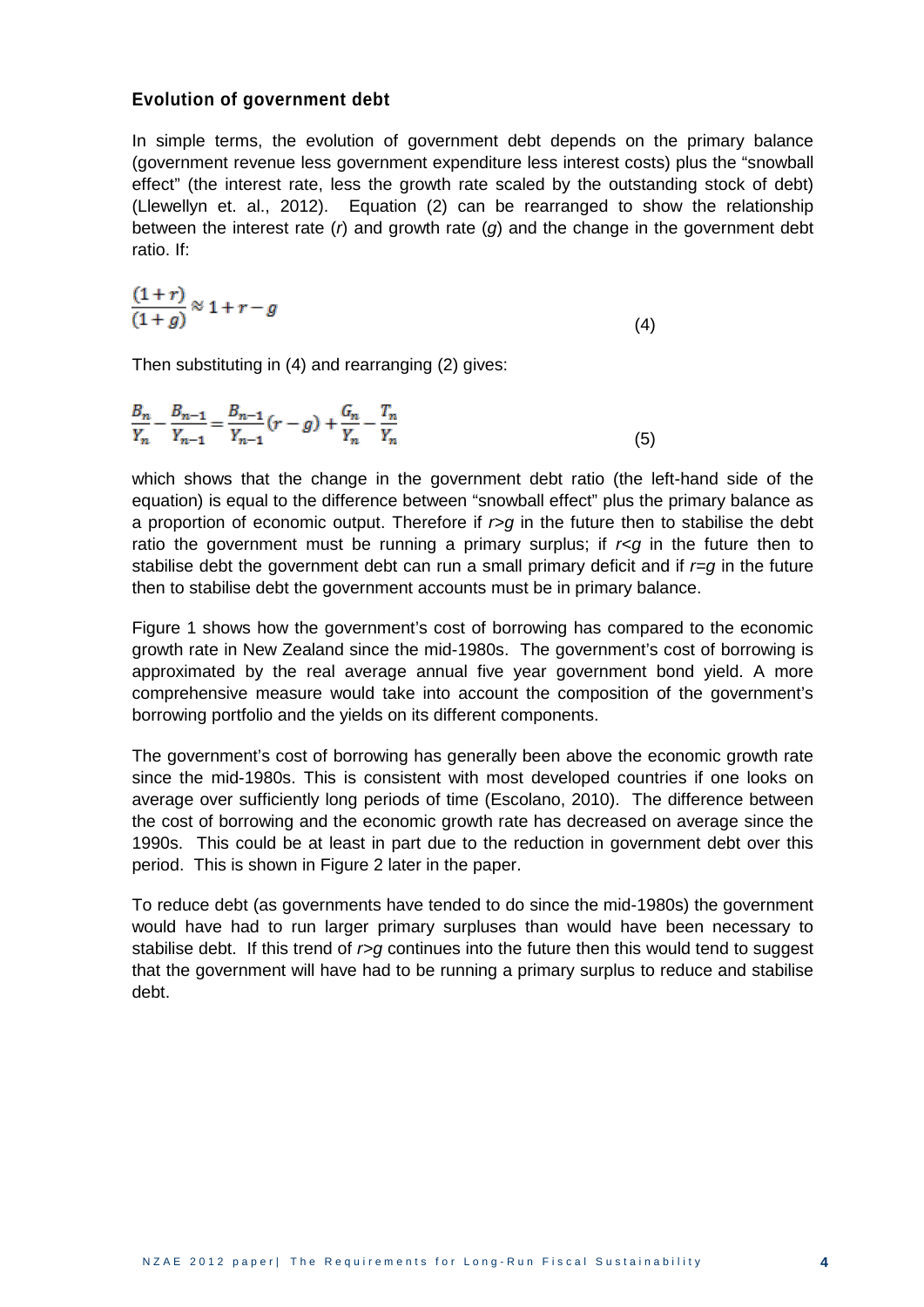### Evolution of government debt

In simple terms, the evolution of government debt depends on the primary balance (government revenue less government expenditure less interest costs) plus the "snowball effect" (the interest rate, less the growth rate scaled by the outstanding stock of debt) (Llewellyn et. al., 2012). Equation (2) can be rearranged to show the relationship between the interest rate ($r$) and growth rate ($g$) and the change in the government debt ratio. If:

$$\frac{(1+r)}{(1+g)} \approx 1 + r - g \tag{4}$$

Then substituting in (4) and rearranging (2) gives:

$$\frac{B_n}{Y_n} - \frac{B_{n-1}}{Y_{n-1}} = \frac{B_{n-1}}{Y_{n-1}}(r-g) + \frac{G_n}{Y_n} - \frac{T_n}{Y_n} \tag{5}$$

which shows that the change in the government debt ratio (the left-hand side of the equation) is equal to the difference between "snowball effect" plus the primary balance as a proportion of economic output. Therefore if $r>g$ in the future then to stabilise the debt ratio the government must be running a primary surplus; if $r<g$ in the future then to stabilise debt the government debt can run a small primary deficit and if $r=g$ in the future then to stabilise debt the government accounts must be in primary balance.

Figure 1 shows how the government's cost of borrowing has compared to the economic growth rate in New Zealand since the mid-1980s. The government's cost of borrowing is approximated by the real average annual five year government bond yield. A more comprehensive measure would take into account the composition of the government's borrowing portfolio and the yields on its different components.

The government's cost of borrowing has generally been above the economic growth rate since the mid-1980s. This is consistent with most developed countries if one looks on average over sufficiently long periods of time (Escolano, 2010). The difference between the cost of borrowing and the economic growth rate has decreased on average since the 1990s. This could be at least in part due to the reduction in government debt over this period. This is shown in Figure 2 later in the paper.

To reduce debt (as governments have tended to do since the mid-1980s) the government would have had to run larger primary surpluses than would have been necessary to stabilise debt. If this trend of $r>g$ continues into the future then this would tend to suggest that the government will have had to be running a primary surplus to reduce and stabilise debt.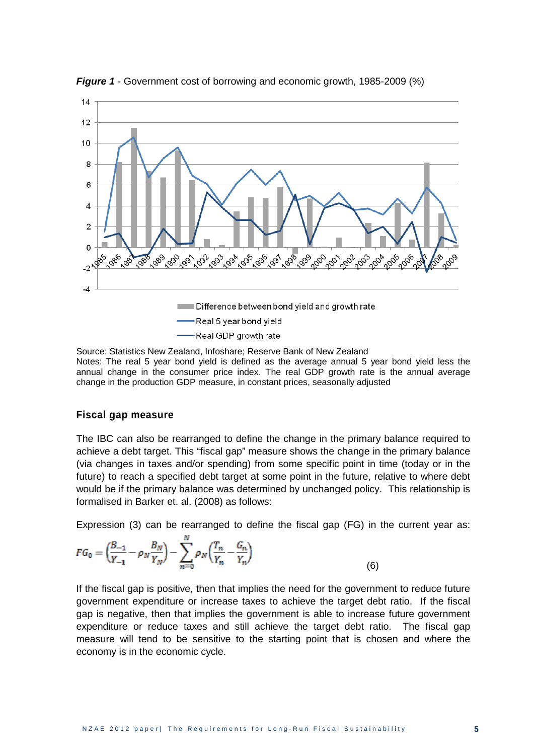***Figure 1*** - Government cost of borrowing and economic growth, 1985-2009 (%)

Source: Statistics New Zealand, Infoshare; Reserve Bank of New Zealand

Notes: The real 5 year bond yield is defined as the average annual 5 year bond yield less the annual change in the consumer price index. The real GDP growth rate is the annual average change in the production GDP measure, in constant prices, seasonally adjusted

### Fiscal gap measure

The IBC can also be rearranged to define the change in the primary balance required to achieve a debt target. This “fiscal gap” measure shows the change in the primary balance (via changes in taxes and/or spending) from some specific point in time (today or in the future) to reach a specified debt target at some point in the future, relative to where debt would be if the primary balance was determined by unchanged policy. This relationship is formalised in Barker et. al. (2008) as follows:

Expression (3) can be rearranged to define the fiscal gap (FG) in the current year as:

$$FG_0 = \left(\frac{B_{-1}}{Y_{-1}} - \rho_N \frac{B_N}{Y_N}\right) - \sum_{n=0}^{N} \rho_N \left(\frac{T_n}{Y_n} - \frac{G_n}{Y_n}\right) \tag{6}$$

If the fiscal gap is positive, then that implies the need for the government to reduce future government expenditure or increase taxes to achieve the target debt ratio. If the fiscal gap is negative, then that implies the government is able to increase future government expenditure or reduce taxes and still achieve the target debt ratio. The fiscal gap measure will tend to be sensitive to the starting point that is chosen and where the economy is in the economic cycle.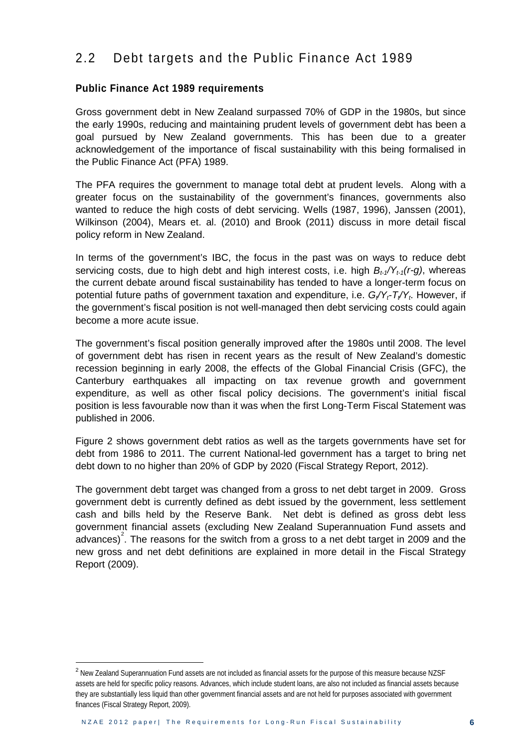## 2.2 Debt targets and the Public Finance Act 1989

### Public Finance Act 1989 requirements

Gross government debt in New Zealand surpassed 70% of GDP in the 1980s, but since the early 1990s, reducing and maintaining prudent levels of government debt has been a goal pursued by New Zealand governments. This has been due to a greater acknowledgement of the importance of fiscal sustainability with this being formalised in the Public Finance Act (PFA) 1989.

The PFA requires the government to manage total debt at prudent levels. Along with a greater focus on the sustainability of the government's finances, governments also wanted to reduce the high costs of debt servicing. Wells (1987, 1996), Janssen (2001), Wilkinson (2004), Mears et. al. (2010) and Brook (2011) discuss in more detail fiscal policy reform in New Zealand.

In terms of the government's IBC, the focus in the past was on ways to reduce debt servicing costs, due to high debt and high interest costs, i.e. high $B_{t-1}/Y_{t-1}(r-g)$, whereas the current debate around fiscal sustainability has tended to have a longer-term focus on potential future paths of government taxation and expenditure, i.e. $G_t/Y_t - T_t/Y_t$. However, if the government's fiscal position is not well-managed then debt servicing costs could again become a more acute issue.

The government's fiscal position generally improved after the 1980s until 2008. The level of government debt has risen in recent years as the result of New Zealand's domestic recession beginning in early 2008, the effects of the Global Financial Crisis (GFC), the Canterbury earthquakes all impacting on tax revenue growth and government expenditure, as well as other fiscal policy decisions. The government's initial fiscal position is less favourable now than it was when the first Long-Term Fiscal Statement was published in 2006.

Figure 2 shows government debt ratios as well as the targets governments have set for debt from 1986 to 2011. The current National-led government has a target to bring net debt down to no higher than 20% of GDP by 2020 (Fiscal Strategy Report, 2012).

The government debt target was changed from a gross to net debt target in 2009. Gross government debt is currently defined as debt issued by the government, less settlement cash and bills held by the Reserve Bank. Net debt is defined as gross debt less government financial assets (excluding New Zealand Superannuation Fund assets and advances)[2]. The reasons for the switch from a gross to a net debt target in 2009 and the new gross and net debt definitions are explained in more detail in the Fiscal Strategy Report (2009).

[2] New Zealand Superannuation Fund assets are not included as financial assets for the purpose of this measure because NZSF assets are held for specific policy reasons. Advances, which include student loans, are also not included as financial assets because they are substantially less liquid than other government financial assets and are not held for purposes associated with government finances (Fiscal Strategy Report, 2009).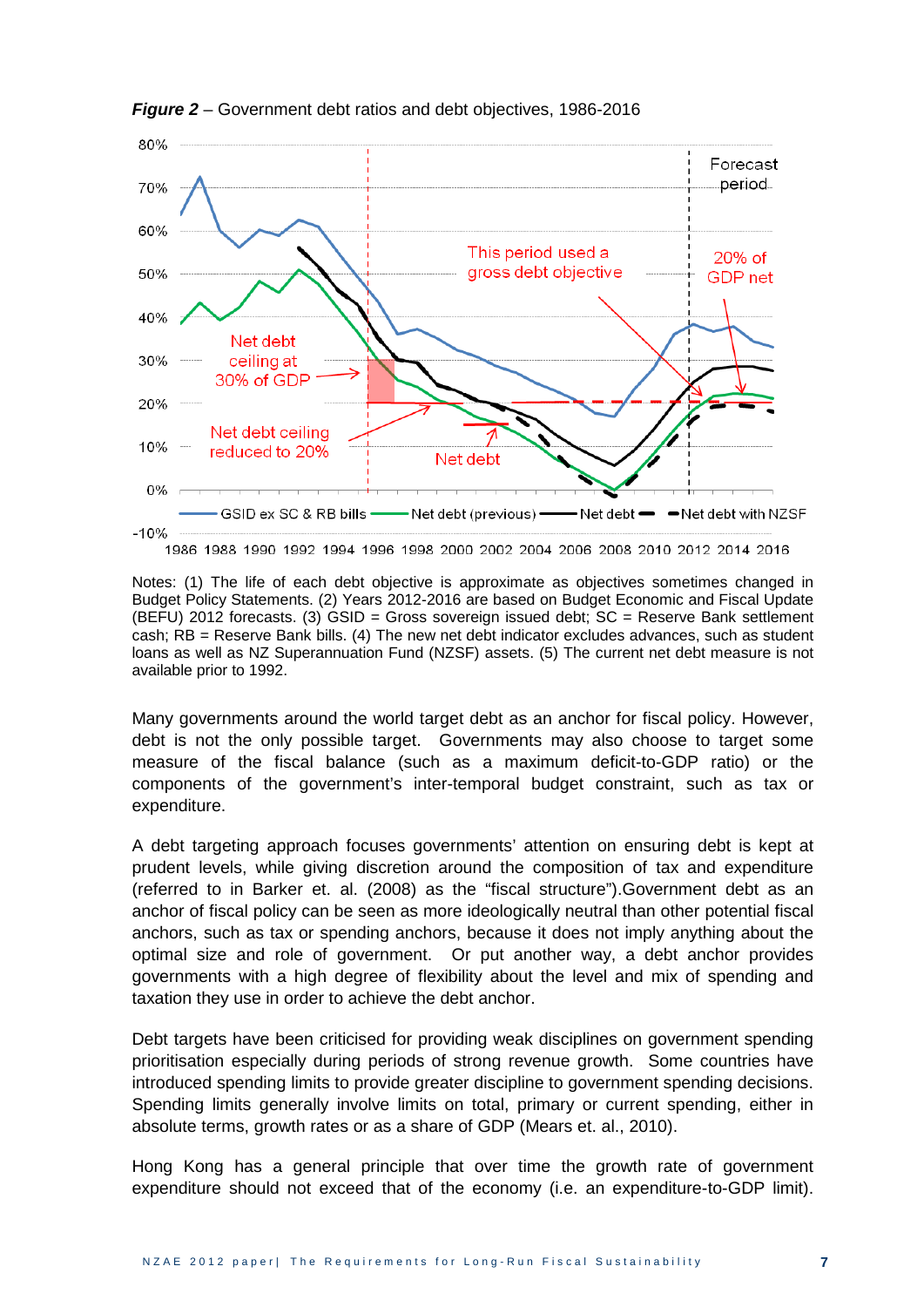***Figure 2*** – Government debt ratios and debt objectives, 1986-2016

Notes: (1) The life of each debt objective is approximate as objectives sometimes changed in Budget Policy Statements. (2) Years 2012-2016 are based on Budget Economic and Fiscal Update (BEFU) 2012 forecasts. (3) GSID = Gross sovereign issued debt; SC = Reserve Bank settlement cash; RB = Reserve Bank bills. (4) The new net debt indicator excludes advances, such as student loans as well as NZ Superannuation Fund (NZSF) assets. (5) The current net debt measure is not available prior to 1992.

Many governments around the world target debt as an anchor for fiscal policy. However, debt is not the only possible target. Governments may also choose to target some measure of the fiscal balance (such as a maximum deficit-to-GDP ratio) or the components of the government's inter-temporal budget constraint, such as tax or expenditure.

A debt targeting approach focuses governments' attention on ensuring debt is kept at prudent levels, while giving discretion around the composition of tax and expenditure (referred to in Barker et. al. (2008) as the "fiscal structure").Government debt as an anchor of fiscal policy can be seen as more ideologically neutral than other potential fiscal anchors, such as tax or spending anchors, because it does not imply anything about the optimal size and role of government. Or put another way, a debt anchor provides governments with a high degree of flexibility about the level and mix of spending and taxation they use in order to achieve the debt anchor.

Debt targets have been criticised for providing weak disciplines on government spending prioritisation especially during periods of strong revenue growth. Some countries have introduced spending limits to provide greater discipline to government spending decisions. Spending limits generally involve limits on total, primary or current spending, either in absolute terms, growth rates or as a share of GDP (Mears et. al., 2010).

Hong Kong has a general principle that over time the growth rate of government expenditure should not exceed that of the economy (i.e. an expenditure-to-GDP limit).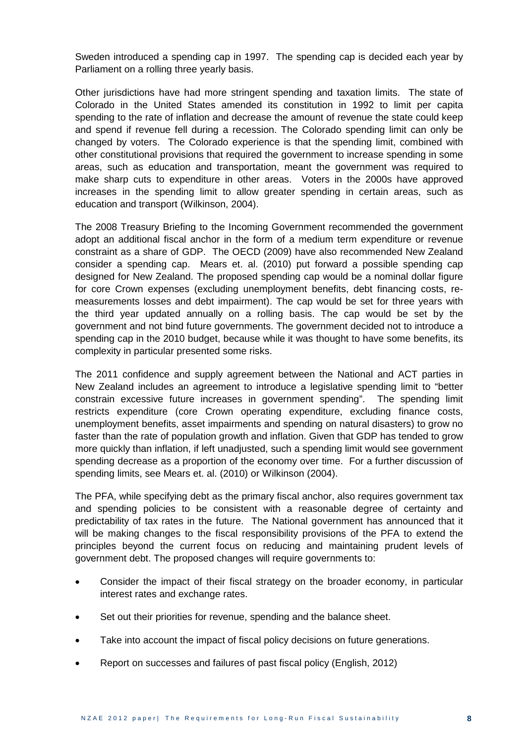Sweden introduced a spending cap in 1997. The spending cap is decided each year by Parliament on a rolling three yearly basis.

Other jurisdictions have had more stringent spending and taxation limits. The state of Colorado in the United States amended its constitution in 1992 to limit per capita spending to the rate of inflation and decrease the amount of revenue the state could keep and spend if revenue fell during a recession. The Colorado spending limit can only be changed by voters. The Colorado experience is that the spending limit, combined with other constitutional provisions that required the government to increase spending in some areas, such as education and transportation, meant the government was required to make sharp cuts to expenditure in other areas. Voters in the 2000s have approved increases in the spending limit to allow greater spending in certain areas, such as education and transport (Wilkinson, 2004).

The 2008 Treasury Briefing to the Incoming Government recommended the government adopt an additional fiscal anchor in the form of a medium term expenditure or revenue constraint as a share of GDP. The OECD (2009) have also recommended New Zealand consider a spending cap. Mears et. al. (2010) put forward a possible spending cap designed for New Zealand. The proposed spending cap would be a nominal dollar figure for core Crown expenses (excluding unemployment benefits, debt financing costs, re-measurements losses and debt impairment). The cap would be set for three years with the third year updated annually on a rolling basis. The cap would be set by the government and not bind future governments. The government decided not to introduce a spending cap in the 2010 budget, because while it was thought to have some benefits, its complexity in particular presented some risks.

The 2011 confidence and supply agreement between the National and ACT parties in New Zealand includes an agreement to introduce a legislative spending limit to "better constrain excessive future increases in government spending". The spending limit restricts expenditure (core Crown operating expenditure, excluding finance costs, unemployment benefits, asset impairments and spending on natural disasters) to grow no faster than the rate of population growth and inflation. Given that GDP has tended to grow more quickly than inflation, if left unadjusted, such a spending limit would see government spending decrease as a proportion of the economy over time. For a further discussion of spending limits, see Mears et. al. (2010) or Wilkinson (2004).

The PFA, while specifying debt as the primary fiscal anchor, also requires government tax and spending policies to be consistent with a reasonable degree of certainty and predictability of tax rates in the future. The National government has announced that it will be making changes to the fiscal responsibility provisions of the PFA to extend the principles beyond the current focus on reducing and maintaining prudent levels of government debt. The proposed changes will require governments to:

- Consider the impact of their fiscal strategy on the broader economy, in particular interest rates and exchange rates.
- Set out their priorities for revenue, spending and the balance sheet.
- Take into account the impact of fiscal policy decisions on future generations.
- Report on successes and failures of past fiscal policy (English, 2012)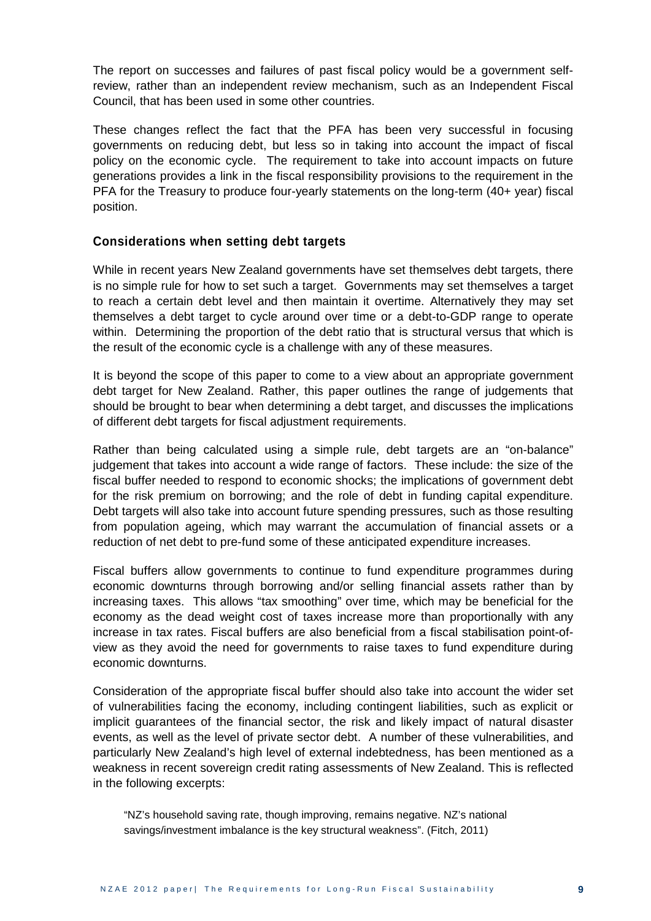The report on successes and failures of past fiscal policy would be a government self-review, rather than an independent review mechanism, such as an Independent Fiscal Council, that has been used in some other countries.

These changes reflect the fact that the PFA has been very successful in focusing governments on reducing debt, but less so in taking into account the impact of fiscal policy on the economic cycle. The requirement to take into account impacts on future generations provides a link in the fiscal responsibility provisions to the requirement in the PFA for the Treasury to produce four-yearly statements on the long-term (40+ year) fiscal position.

## Considerations when setting debt targets

While in recent years New Zealand governments have set themselves debt targets, there is no simple rule for how to set such a target. Governments may set themselves a target to reach a certain debt level and then maintain it overtime. Alternatively they may set themselves a debt target to cycle around over time or a debt-to-GDP range to operate within. Determining the proportion of the debt ratio that is structural versus that which is the result of the economic cycle is a challenge with any of these measures.

It is beyond the scope of this paper to come to a view about an appropriate government debt target for New Zealand. Rather, this paper outlines the range of judgements that should be brought to bear when determining a debt target, and discusses the implications of different debt targets for fiscal adjustment requirements.

Rather than being calculated using a simple rule, debt targets are an "on-balance" judgement that takes into account a wide range of factors. These include: the size of the fiscal buffer needed to respond to economic shocks; the implications of government debt for the risk premium on borrowing; and the role of debt in funding capital expenditure. Debt targets will also take into account future spending pressures, such as those resulting from population ageing, which may warrant the accumulation of financial assets or a reduction of net debt to pre-fund some of these anticipated expenditure increases.

Fiscal buffers allow governments to continue to fund expenditure programmes during economic downturns through borrowing and/or selling financial assets rather than by increasing taxes. This allows "tax smoothing" over time, which may be beneficial for the economy as the dead weight cost of taxes increase more than proportionally with any increase in tax rates. Fiscal buffers are also beneficial from a fiscal stabilisation point-of-view as they avoid the need for governments to raise taxes to fund expenditure during economic downturns.

Consideration of the appropriate fiscal buffer should also take into account the wider set of vulnerabilities facing the economy, including contingent liabilities, such as explicit or implicit guarantees of the financial sector, the risk and likely impact of natural disaster events, as well as the level of private sector debt. A number of these vulnerabilities, and particularly New Zealand's high level of external indebtedness, has been mentioned as a weakness in recent sovereign credit rating assessments of New Zealand. This is reflected in the following excerpts:

> "NZ's household saving rate, though improving, remains negative. NZ's national savings/investment imbalance is the key structural weakness". (Fitch, 2011)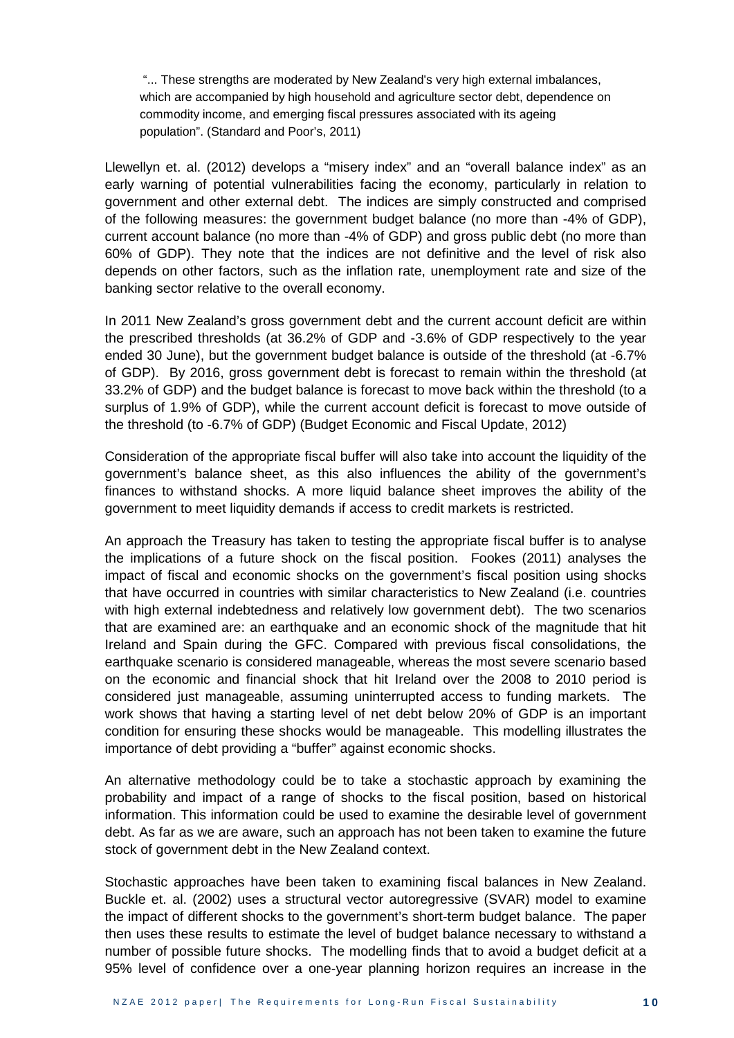> "... These strengths are moderated by New Zealand's very high external imbalances, which are accompanied by high household and agriculture sector debt, dependence on commodity income, and emerging fiscal pressures associated with its ageing population". (Standard and Poor's, 2011)

Llewellyn et. al. (2012) develops a "misery index" and an "overall balance index" as an early warning of potential vulnerabilities facing the economy, particularly in relation to government and other external debt. The indices are simply constructed and comprised of the following measures: the government budget balance (no more than -4% of GDP), current account balance (no more than -4% of GDP) and gross public debt (no more than 60% of GDP). They note that the indices are not definitive and the level of risk also depends on other factors, such as the inflation rate, unemployment rate and size of the banking sector relative to the overall economy.

In 2011 New Zealand's gross government debt and the current account deficit are within the prescribed thresholds (at 36.2% of GDP and -3.6% of GDP respectively to the year ended 30 June), but the government budget balance is outside of the threshold (at -6.7% of GDP). By 2016, gross government debt is forecast to remain within the threshold (at 33.2% of GDP) and the budget balance is forecast to move back within the threshold (to a surplus of 1.9% of GDP), while the current account deficit is forecast to move outside of the threshold (to -6.7% of GDP) (Budget Economic and Fiscal Update, 2012)

Consideration of the appropriate fiscal buffer will also take into account the liquidity of the government's balance sheet, as this also influences the ability of the government's finances to withstand shocks. A more liquid balance sheet improves the ability of the government to meet liquidity demands if access to credit markets is restricted.

An approach the Treasury has taken to testing the appropriate fiscal buffer is to analyse the implications of a future shock on the fiscal position. Fookes (2011) analyses the impact of fiscal and economic shocks on the government's fiscal position using shocks that have occurred in countries with similar characteristics to New Zealand (i.e. countries with high external indebtedness and relatively low government debt). The two scenarios that are examined are: an earthquake and an economic shock of the magnitude that hit Ireland and Spain during the GFC. Compared with previous fiscal consolidations, the earthquake scenario is considered manageable, whereas the most severe scenario based on the economic and financial shock that hit Ireland over the 2008 to 2010 period is considered just manageable, assuming uninterrupted access to funding markets. The work shows that having a starting level of net debt below 20% of GDP is an important condition for ensuring these shocks would be manageable. This modelling illustrates the importance of debt providing a "buffer" against economic shocks.

An alternative methodology could be to take a stochastic approach by examining the probability and impact of a range of shocks to the fiscal position, based on historical information. This information could be used to examine the desirable level of government debt. As far as we are aware, such an approach has not been taken to examine the future stock of government debt in the New Zealand context.

Stochastic approaches have been taken to examining fiscal balances in New Zealand. Buckle et. al. (2002) uses a structural vector autoregressive (SVAR) model to examine the impact of different shocks to the government's short-term budget balance. The paper then uses these results to estimate the level of budget balance necessary to withstand a number of possible future shocks. The modelling finds that to avoid a budget deficit at a 95% level of confidence over a one-year planning horizon requires an increase in the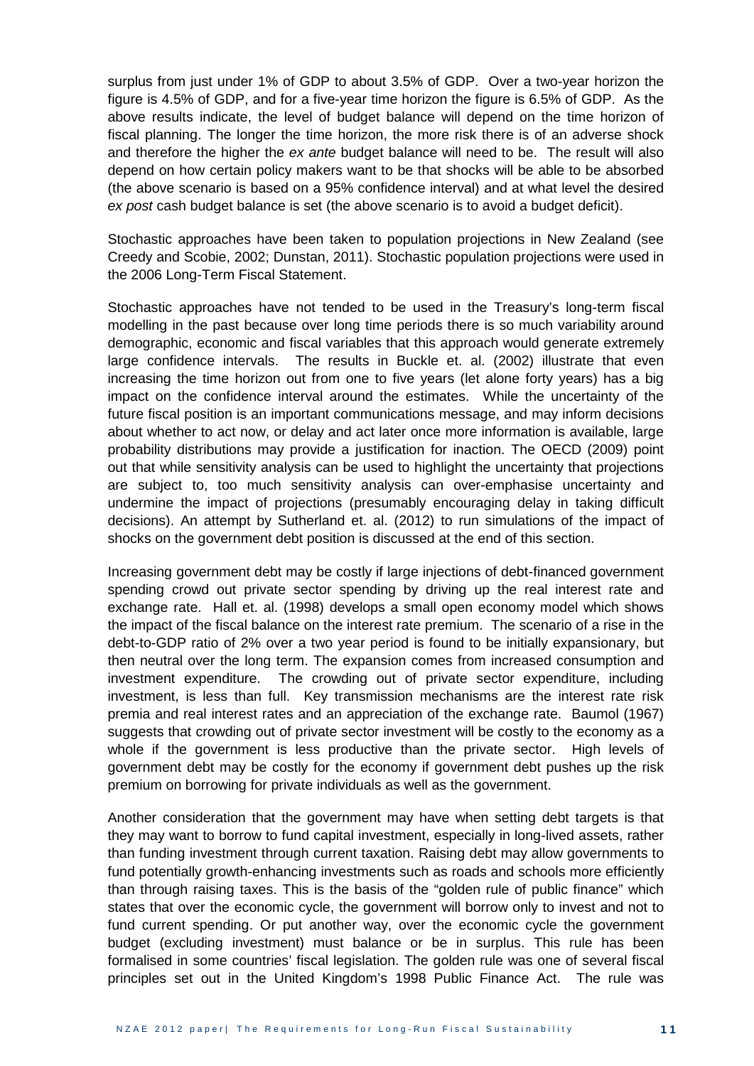surplus from just under 1% of GDP to about 3.5% of GDP. Over a two-year horizon the figure is 4.5% of GDP, and for a five-year time horizon the figure is 6.5% of GDP. As the above results indicate, the level of budget balance will depend on the time horizon of fiscal planning. The longer the time horizon, the more risk there is of an adverse shock and therefore the higher the *ex ante* budget balance will need to be. The result will also depend on how certain policy makers want to be that shocks will be able to be absorbed (the above scenario is based on a 95% confidence interval) and at what level the desired *ex post* cash budget balance is set (the above scenario is to avoid a budget deficit).

Stochastic approaches have been taken to population projections in New Zealand (see Creedy and Scobie, 2002; Dunstan, 2011). Stochastic population projections were used in the 2006 Long-Term Fiscal Statement.

Stochastic approaches have not tended to be used in the Treasury's long-term fiscal modelling in the past because over long time periods there is so much variability around demographic, economic and fiscal variables that this approach would generate extremely large confidence intervals. The results in Buckle et. al. (2002) illustrate that even increasing the time horizon out from one to five years (let alone forty years) has a big impact on the confidence interval around the estimates. While the uncertainty of the future fiscal position is an important communications message, and may inform decisions about whether to act now, or delay and act later once more information is available, large probability distributions may provide a justification for inaction. The OECD (2009) point out that while sensitivity analysis can be used to highlight the uncertainty that projections are subject to, too much sensitivity analysis can over-emphasise uncertainty and undermine the impact of projections (presumably encouraging delay in taking difficult decisions). An attempt by Sutherland et. al. (2012) to run simulations of the impact of shocks on the government debt position is discussed at the end of this section.

Increasing government debt may be costly if large injections of debt-financed government spending crowd out private sector spending by driving up the real interest rate and exchange rate. Hall et. al. (1998) develops a small open economy model which shows the impact of the fiscal balance on the interest rate premium. The scenario of a rise in the debt-to-GDP ratio of 2% over a two year period is found to be initially expansionary, but then neutral over the long term. The expansion comes from increased consumption and investment expenditure. The crowding out of private sector expenditure, including investment, is less than full. Key transmission mechanisms are the interest rate risk premia and real interest rates and an appreciation of the exchange rate. Baumol (1967) suggests that crowding out of private sector investment will be costly to the economy as a whole if the government is less productive than the private sector. High levels of government debt may be costly for the economy if government debt pushes up the risk premium on borrowing for private individuals as well as the government.

Another consideration that the government may have when setting debt targets is that they may want to borrow to fund capital investment, especially in long-lived assets, rather than funding investment through current taxation. Raising debt may allow governments to fund potentially growth-enhancing investments such as roads and schools more efficiently than through raising taxes. This is the basis of the "golden rule of public finance" which states that over the economic cycle, the government will borrow only to invest and not to fund current spending. Or put another way, over the economic cycle the government budget (excluding investment) must balance or be in surplus. This rule has been formalised in some countries' fiscal legislation. The golden rule was one of several fiscal principles set out in the United Kingdom's 1998 Public Finance Act. The rule was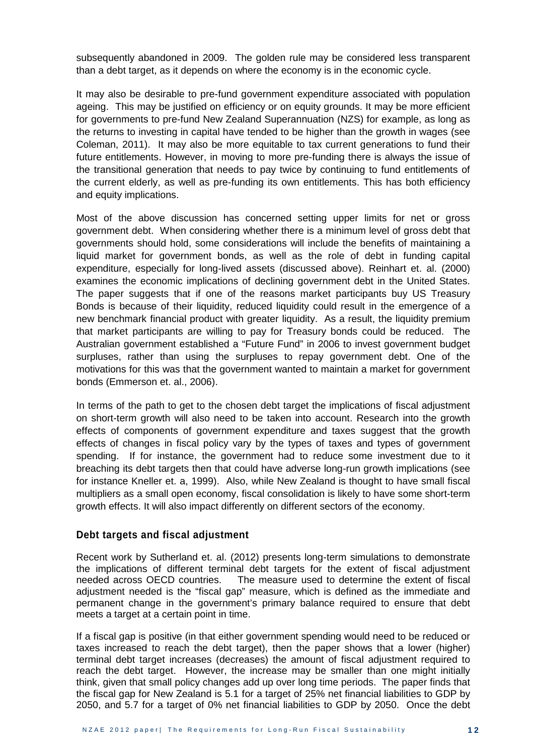subsequently abandoned in 2009. The golden rule may be considered less transparent than a debt target, as it depends on where the economy is in the economic cycle.

It may also be desirable to pre-fund government expenditure associated with population ageing. This may be justified on efficiency or on equity grounds. It may be more efficient for governments to pre-fund New Zealand Superannuation (NZS) for example, as long as the returns to investing in capital have tended to be higher than the growth in wages (see Coleman, 2011). It may also be more equitable to tax current generations to fund their future entitlements. However, in moving to more pre-funding there is always the issue of the transitional generation that needs to pay twice by continuing to fund entitlements of the current elderly, as well as pre-funding its own entitlements. This has both efficiency and equity implications.

Most of the above discussion has concerned setting upper limits for net or gross government debt. When considering whether there is a minimum level of gross debt that governments should hold, some considerations will include the benefits of maintaining a liquid market for government bonds, as well as the role of debt in funding capital expenditure, especially for long-lived assets (discussed above). Reinhart et. al. (2000) examines the economic implications of declining government debt in the United States. The paper suggests that if one of the reasons market participants buy US Treasury Bonds is because of their liquidity, reduced liquidity could result in the emergence of a new benchmark financial product with greater liquidity. As a result, the liquidity premium that market participants are willing to pay for Treasury bonds could be reduced. The Australian government established a "Future Fund" in 2006 to invest government budget surpluses, rather than using the surpluses to repay government debt. One of the motivations for this was that the government wanted to maintain a market for government bonds (Emmerson et. al., 2006).

In terms of the path to get to the chosen debt target the implications of fiscal adjustment on short-term growth will also need to be taken into account. Research into the growth effects of components of government expenditure and taxes suggest that the growth effects of changes in fiscal policy vary by the types of taxes and types of government spending. If for instance, the government had to reduce some investment due to it breaching its debt targets then that could have adverse long-run growth implications (see for instance Kneller et. a, 1999). Also, while New Zealand is thought to have small fiscal multipliers as a small open economy, fiscal consolidation is likely to have some short-term growth effects. It will also impact differently on different sectors of the economy.

## Debt targets and fiscal adjustment

Recent work by Sutherland et. al. (2012) presents long-term simulations to demonstrate the implications of different terminal debt targets for the extent of fiscal adjustment needed across OECD countries. The measure used to determine the extent of fiscal adjustment needed is the "fiscal gap" measure, which is defined as the immediate and permanent change in the government's primary balance required to ensure that debt meets a target at a certain point in time.

If a fiscal gap is positive (in that either government spending would need to be reduced or taxes increased to reach the debt target), then the paper shows that a lower (higher) terminal debt target increases (decreases) the amount of fiscal adjustment required to reach the debt target. However, the increase may be smaller than one might initially think, given that small policy changes add up over long time periods. The paper finds that the fiscal gap for New Zealand is 5.1 for a target of 25% net financial liabilities to GDP by 2050, and 5.7 for a target of 0% net financial liabilities to GDP by 2050. Once the debt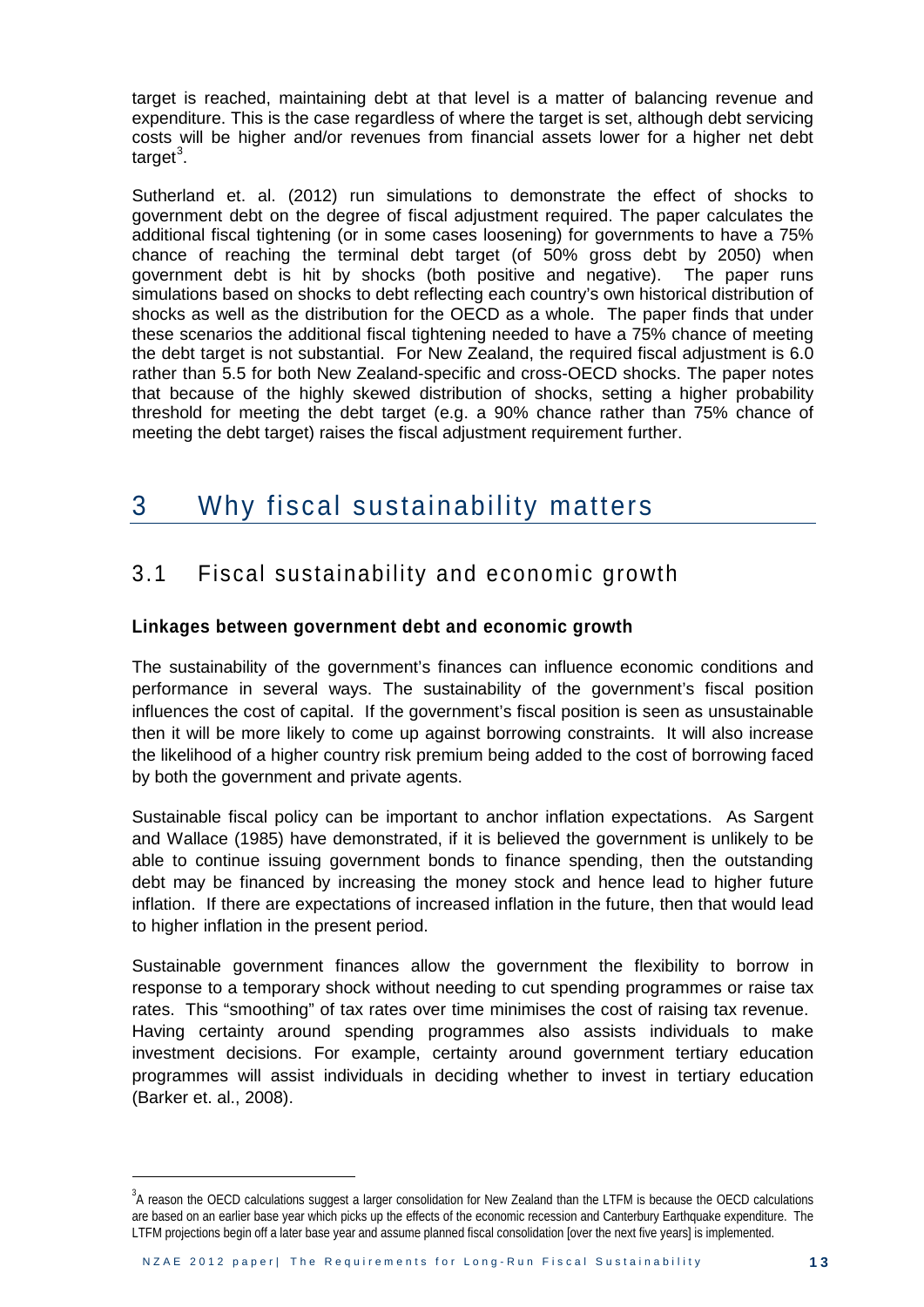target is reached, maintaining debt at that level is a matter of balancing revenue and expenditure. This is the case regardless of where the target is set, although debt servicing costs will be higher and/or revenues from financial assets lower for a higher net debt target[3].

Sutherland et. al. (2012) run simulations to demonstrate the effect of shocks to government debt on the degree of fiscal adjustment required. The paper calculates the additional fiscal tightening (or in some cases loosening) for governments to have a 75% chance of reaching the terminal debt target (of 50% gross debt by 2050) when government debt is hit by shocks (both positive and negative). The paper runs simulations based on shocks to debt reflecting each country's own historical distribution of shocks as well as the distribution for the OECD as a whole. The paper finds that under these scenarios the additional fiscal tightening needed to have a 75% chance of meeting the debt target is not substantial. For New Zealand, the required fiscal adjustment is 6.0 rather than 5.5 for both New Zealand-specific and cross-OECD shocks. The paper notes that because of the highly skewed distribution of shocks, setting a higher probability threshold for meeting the debt target (e.g. a 90% chance rather than 75% chance of meeting the debt target) raises the fiscal adjustment requirement further.

# 3 Why fiscal sustainability matters

## 3.1 Fiscal sustainability and economic growth

### Linkages between government debt and economic growth

The sustainability of the government's finances can influence economic conditions and performance in several ways. The sustainability of the government's fiscal position influences the cost of capital. If the government's fiscal position is seen as unsustainable then it will be more likely to come up against borrowing constraints. It will also increase the likelihood of a higher country risk premium being added to the cost of borrowing faced by both the government and private agents.

Sustainable fiscal policy can be important to anchor inflation expectations. As Sargent and Wallace (1985) have demonstrated, if it is believed the government is unlikely to be able to continue issuing government bonds to finance spending, then the outstanding debt may be financed by increasing the money stock and hence lead to higher future inflation. If there are expectations of increased inflation in the future, then that would lead to higher inflation in the present period.

Sustainable government finances allow the government the flexibility to borrow in response to a temporary shock without needing to cut spending programmes or raise tax rates. This "smoothing" of tax rates over time minimises the cost of raising tax revenue. Having certainty around spending programmes also assists individuals to make investment decisions. For example, certainty around government tertiary education programmes will assist individuals in deciding whether to invest in tertiary education (Barker et. al., 2008).

[3] A reason the OECD calculations suggest a larger consolidation for New Zealand than the LTFM is because the OECD calculations are based on an earlier base year which picks up the effects of the economic recession and Canterbury Earthquake expenditure. The LTFM projections begin off a later base year and assume planned fiscal consolidation [over the next five years] is implemented.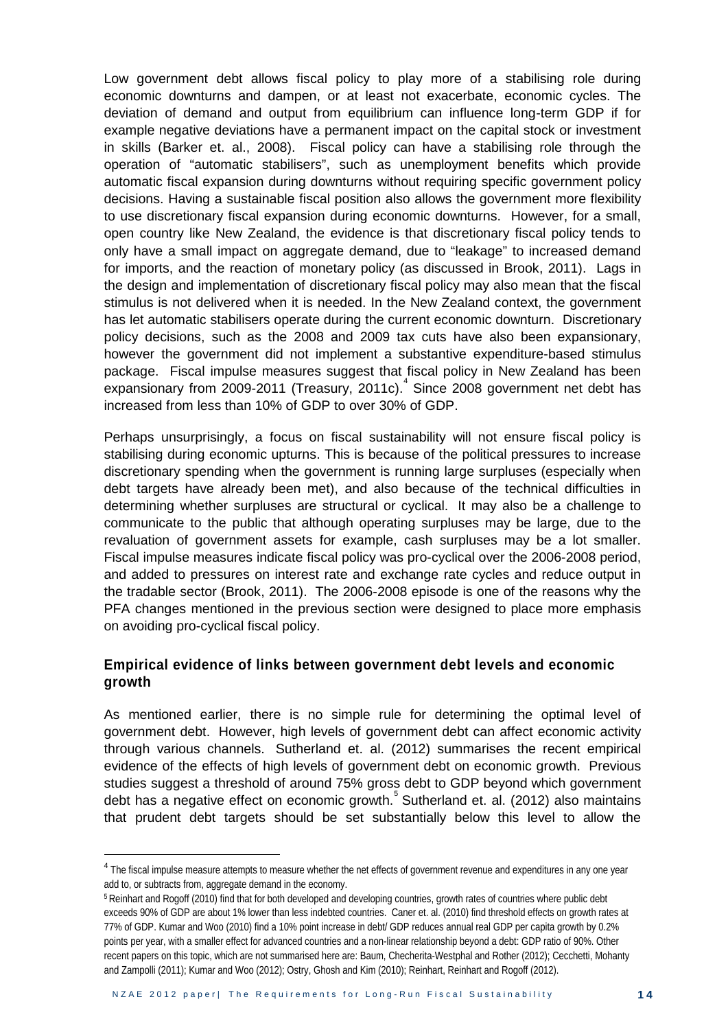Low government debt allows fiscal policy to play more of a stabilising role during economic downturns and dampen, or at least not exacerbate, economic cycles. The deviation of demand and output from equilibrium can influence long-term GDP if for example negative deviations have a permanent impact on the capital stock or investment in skills (Barker et. al., 2008). Fiscal policy can have a stabilising role through the operation of "automatic stabilisers", such as unemployment benefits which provide automatic fiscal expansion during downturns without requiring specific government policy decisions. Having a sustainable fiscal position also allows the government more flexibility to use discretionary fiscal expansion during economic downturns. However, for a small, open country like New Zealand, the evidence is that discretionary fiscal policy tends to only have a small impact on aggregate demand, due to "leakage" to increased demand for imports, and the reaction of monetary policy (as discussed in Brook, 2011). Lags in the design and implementation of discretionary fiscal policy may also mean that the fiscal stimulus is not delivered when it is needed. In the New Zealand context, the government has let automatic stabilisers operate during the current economic downturn. Discretionary policy decisions, such as the 2008 and 2009 tax cuts have also been expansionary, however the government did not implement a substantive expenditure-based stimulus package. Fiscal impulse measures suggest that fiscal policy in New Zealand has been expansionary from 2009-2011 (Treasury, 2011c).[4] Since 2008 government net debt has increased from less than 10% of GDP to over 30% of GDP.

Perhaps unsurprisingly, a focus on fiscal sustainability will not ensure fiscal policy is stabilising during economic upturns. This is because of the political pressures to increase discretionary spending when the government is running large surpluses (especially when debt targets have already been met), and also because of the technical difficulties in determining whether surpluses are structural or cyclical. It may also be a challenge to communicate to the public that although operating surpluses may be large, due to the revaluation of government assets for example, cash surpluses may be a lot smaller. Fiscal impulse measures indicate fiscal policy was pro-cyclical over the 2006-2008 period, and added to pressures on interest rate and exchange rate cycles and reduce output in the tradable sector (Brook, 2011). The 2006-2008 episode is one of the reasons why the PFA changes mentioned in the previous section were designed to place more emphasis on avoiding pro-cyclical fiscal policy.

### Empirical evidence of links between government debt levels and economic growth

As mentioned earlier, there is no simple rule for determining the optimal level of government debt. However, high levels of government debt can affect economic activity through various channels. Sutherland et. al. (2012) summarises the recent empirical evidence of the effects of high levels of government debt on economic growth. Previous studies suggest a threshold of around 75% gross debt to GDP beyond which government debt has a negative effect on economic growth.[5] Sutherland et. al. (2012) also maintains that prudent debt targets should be set substantially below this level to allow the

---

[4] The fiscal impulse measure attempts to measure whether the net effects of government revenue and expenditures in any one year add to, or subtracts from, aggregate demand in the economy.

[5] Reinhart and Rogoff (2010) find that for both developed and developing countries, growth rates of countries where public debt exceeds 90% of GDP are about 1% lower than less indebted countries. Caner et. al. (2010) find threshold effects on growth rates at 77% of GDP. Kumar and Woo (2010) find a 10% point increase in debt/ GDP reduces annual real GDP per capita growth by 0.2% points per year, with a smaller effect for advanced countries and a non-linear relationship beyond a debt: GDP ratio of 90%. Other recent papers on this topic, which are not summarised here are: Baum, Checherita-Westphal and Rother (2012); Cecchetti, Mohanty and Zampolli (2011); Kumar and Woo (2012); Ostry, Ghosh and Kim (2010); Reinhart, Reinhart and Rogoff (2012).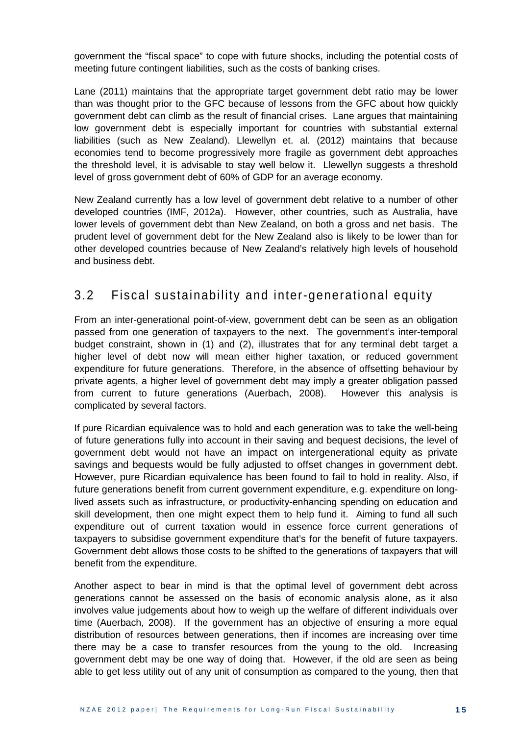government the "fiscal space" to cope with future shocks, including the potential costs of meeting future contingent liabilities, such as the costs of banking crises.

Lane (2011) maintains that the appropriate target government debt ratio may be lower than was thought prior to the GFC because of lessons from the GFC about how quickly government debt can climb as the result of financial crises. Lane argues that maintaining low government debt is especially important for countries with substantial external liabilities (such as New Zealand). Llewellyn et. al. (2012) maintains that because economies tend to become progressively more fragile as government debt approaches the threshold level, it is advisable to stay well below it. Llewellyn suggests a threshold level of gross government debt of 60% of GDP for an average economy.

New Zealand currently has a low level of government debt relative to a number of other developed countries (IMF, 2012a). However, other countries, such as Australia, have lower levels of government debt than New Zealand, on both a gross and net basis. The prudent level of government debt for the New Zealand also is likely to be lower than for other developed countries because of New Zealand's relatively high levels of household and business debt.

## 3.2 Fiscal sustainability and inter-generational equity

From an inter-generational point-of-view, government debt can be seen as an obligation passed from one generation of taxpayers to the next. The government's inter-temporal budget constraint, shown in (1) and (2), illustrates that for any terminal debt target a higher level of debt now will mean either higher taxation, or reduced government expenditure for future generations. Therefore, in the absence of offsetting behaviour by private agents, a higher level of government debt may imply a greater obligation passed from current to future generations (Auerbach, 2008). However this analysis is complicated by several factors.

If pure Ricardian equivalence was to hold and each generation was to take the well-being of future generations fully into account in their saving and bequest decisions, the level of government debt would not have an impact on intergenerational equity as private savings and bequests would be fully adjusted to offset changes in government debt. However, pure Ricardian equivalence has been found to fail to hold in reality. Also, if future generations benefit from current government expenditure, e.g. expenditure on long-lived assets such as infrastructure, or productivity-enhancing spending on education and skill development, then one might expect them to help fund it. Aiming to fund all such expenditure out of current taxation would in essence force current generations of taxpayers to subsidise government expenditure that's for the benefit of future taxpayers. Government debt allows those costs to be shifted to the generations of taxpayers that will benefit from the expenditure.

Another aspect to bear in mind is that the optimal level of government debt across generations cannot be assessed on the basis of economic analysis alone, as it also involves value judgements about how to weigh up the welfare of different individuals over time (Auerbach, 2008). If the government has an objective of ensuring a more equal distribution of resources between generations, then if incomes are increasing over time there may be a case to transfer resources from the young to the old. Increasing government debt may be one way of doing that. However, if the old are seen as being able to get less utility out of any unit of consumption as compared to the young, then that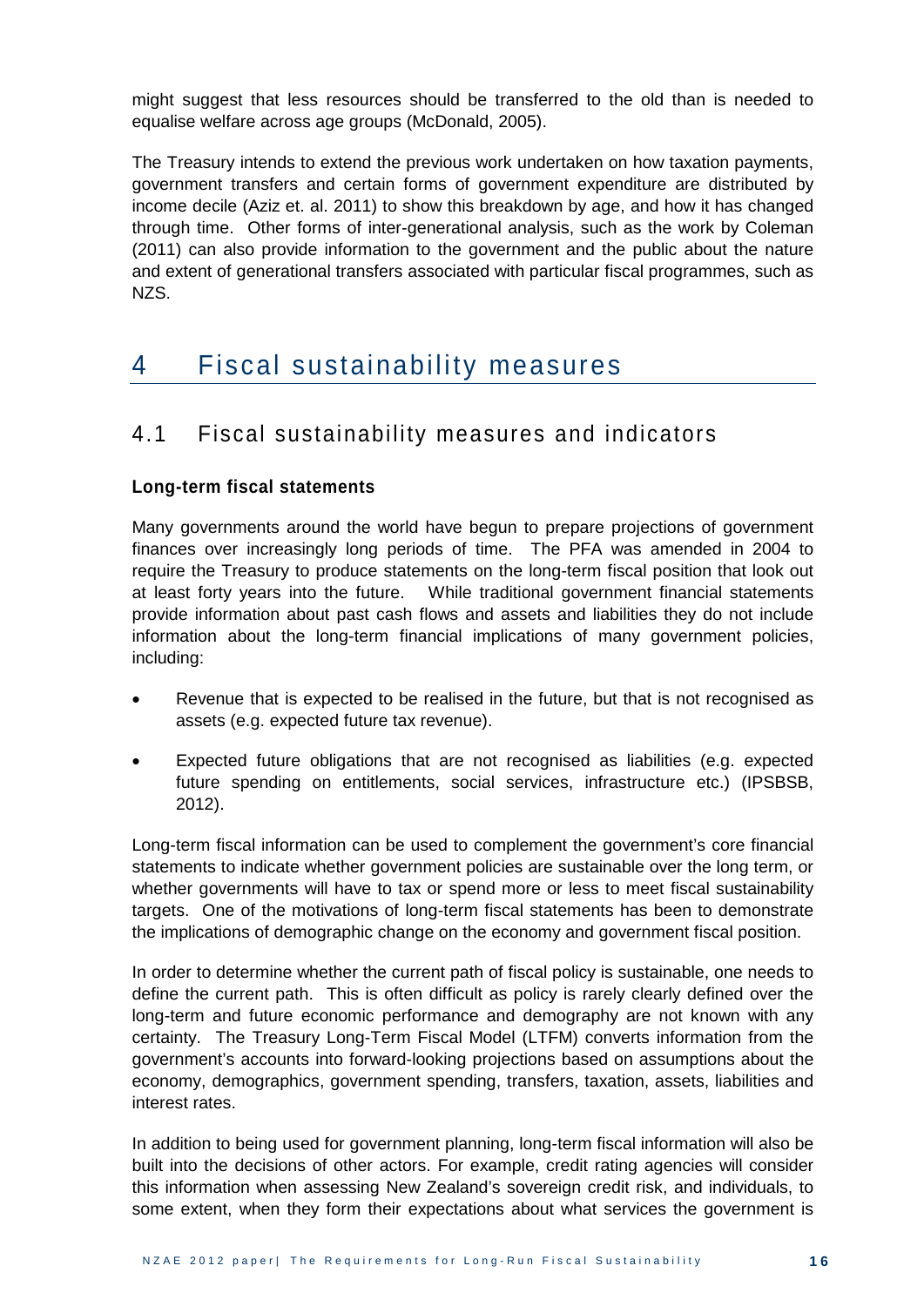might suggest that less resources should be transferred to the old than is needed to equalise welfare across age groups (McDonald, 2005).

The Treasury intends to extend the previous work undertaken on how taxation payments, government transfers and certain forms of government expenditure are distributed by income decile (Aziz et. al. 2011) to show this breakdown by age, and how it has changed through time. Other forms of inter-generational analysis, such as the work by Coleman (2011) can also provide information to the government and the public about the nature and extent of generational transfers associated with particular fiscal programmes, such as NZS.

# 4 Fiscal sustainability measures

## 4.1 Fiscal sustainability measures and indicators

### Long-term fiscal statements

Many governments around the world have begun to prepare projections of government finances over increasingly long periods of time. The PFA was amended in 2004 to require the Treasury to produce statements on the long-term fiscal position that look out at least forty years into the future. While traditional government financial statements provide information about past cash flows and assets and liabilities they do not include information about the long-term financial implications of many government policies, including:

- Revenue that is expected to be realised in the future, but that is not recognised as assets (e.g. expected future tax revenue).
- Expected future obligations that are not recognised as liabilities (e.g. expected future spending on entitlements, social services, infrastructure etc.) (IPSBSB, 2012).

Long-term fiscal information can be used to complement the government's core financial statements to indicate whether government policies are sustainable over the long term, or whether governments will have to tax or spend more or less to meet fiscal sustainability targets. One of the motivations of long-term fiscal statements has been to demonstrate the implications of demographic change on the economy and government fiscal position.

In order to determine whether the current path of fiscal policy is sustainable, one needs to define the current path. This is often difficult as policy is rarely clearly defined over the long-term and future economic performance and demography are not known with any certainty. The Treasury Long-Term Fiscal Model (LTFM) converts information from the government's accounts into forward-looking projections based on assumptions about the economy, demographics, government spending, transfers, taxation, assets, liabilities and interest rates.

In addition to being used for government planning, long-term fiscal information will also be built into the decisions of other actors. For example, credit rating agencies will consider this information when assessing New Zealand's sovereign credit risk, and individuals, to some extent, when they form their expectations about what services the government is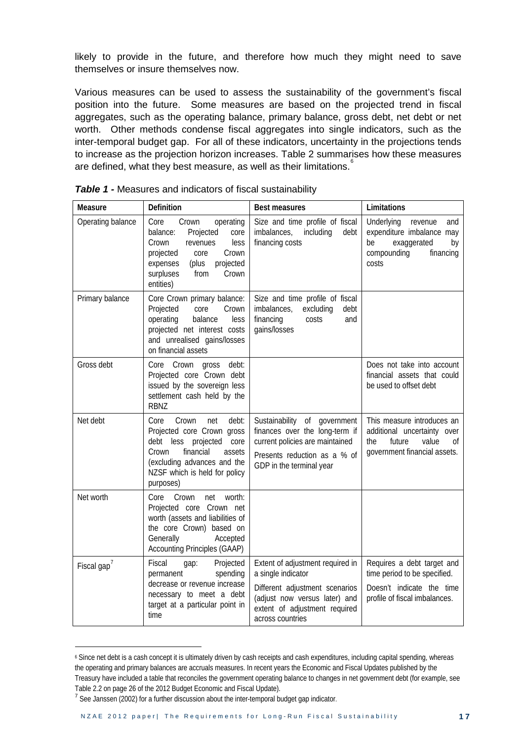likely to provide in the future, and therefore how much they might need to save themselves or insure themselves now.

Various measures can be used to assess the sustainability of the government's fiscal position into the future. Some measures are based on the projected trend in fiscal aggregates, such as the operating balance, primary balance, gross debt, net debt or net worth. Other methods condense fiscal aggregates into single indicators, such as the inter-temporal budget gap. For all of these indicators, uncertainty in the projections tends to increase as the projection horizon increases. Table 2 summarises how these measures are defined, what they best measure, as well as their limitations.[6]

***Table 1 -*** Measures and indicators of fiscal sustainability

| Measure | Definition | Best measures | Limitations |
|---|---|---|---|
| Operating balance | Core Crown operating balance: Projected core Crown revenues less projected core Crown expenses (plus projected surpluses from Crown entities) | Size and time profile of fiscal imbalances, including debt financing costs | Underlying revenue and expenditure imbalance may be exaggerated by compounding financing costs |
| Primary balance | Core Crown primary balance: Projected core Crown operating balance less projected net interest costs and unrealised gains/losses on financial assets | Size and time profile of fiscal imbalances, excluding debt financing costs and gains/losses | |
| Gross debt | Core Crown gross debt: Projected core Crown debt issued by the sovereign less settlement cash held by the RBNZ | | Does not take into account financial assets that could be used to offset debt |
| Net debt | Core Crown net debt: Projected core Crown gross debt less projected core Crown financial assets (excluding advances and the NZSF which is held for policy purposes) | Sustainability of government finances over the long-term if current policies are maintained<br>Presents reduction as a % of GDP in the terminal year | This measure introduces an additional uncertainty over the future value of government financial assets. |
| Net worth | Core Crown net worth: Projected core Crown net worth (assets and liabilities of the core Crown) based on Generally Accepted Accounting Principles (GAAP) | | |
| Fiscal gap[7] | Fiscal gap: Projected permanent spending decrease or revenue increase necessary to meet a debt target at a particular point in time | Extent of adjustment required in a single indicator<br>Different adjustment scenarios (adjust now versus later) and extent of adjustment required across countries | Requires a debt target and time period to be specified.<br>Doesn't indicate the time profile of fiscal imbalances. |

[6] Since net debt is a cash concept it is ultimately driven by cash receipts and cash expenditures, including capital spending, whereas the operating and primary balances are accruals measures. In recent years the Economic and Fiscal Updates published by the Treasury have included a table that reconciles the government operating balance to changes in net government debt (for example, see Table 2.2 on page 26 of the 2012 Budget Economic and Fiscal Update).

[7] See Janssen (2002) for a further discussion about the inter-temporal budget gap indicator.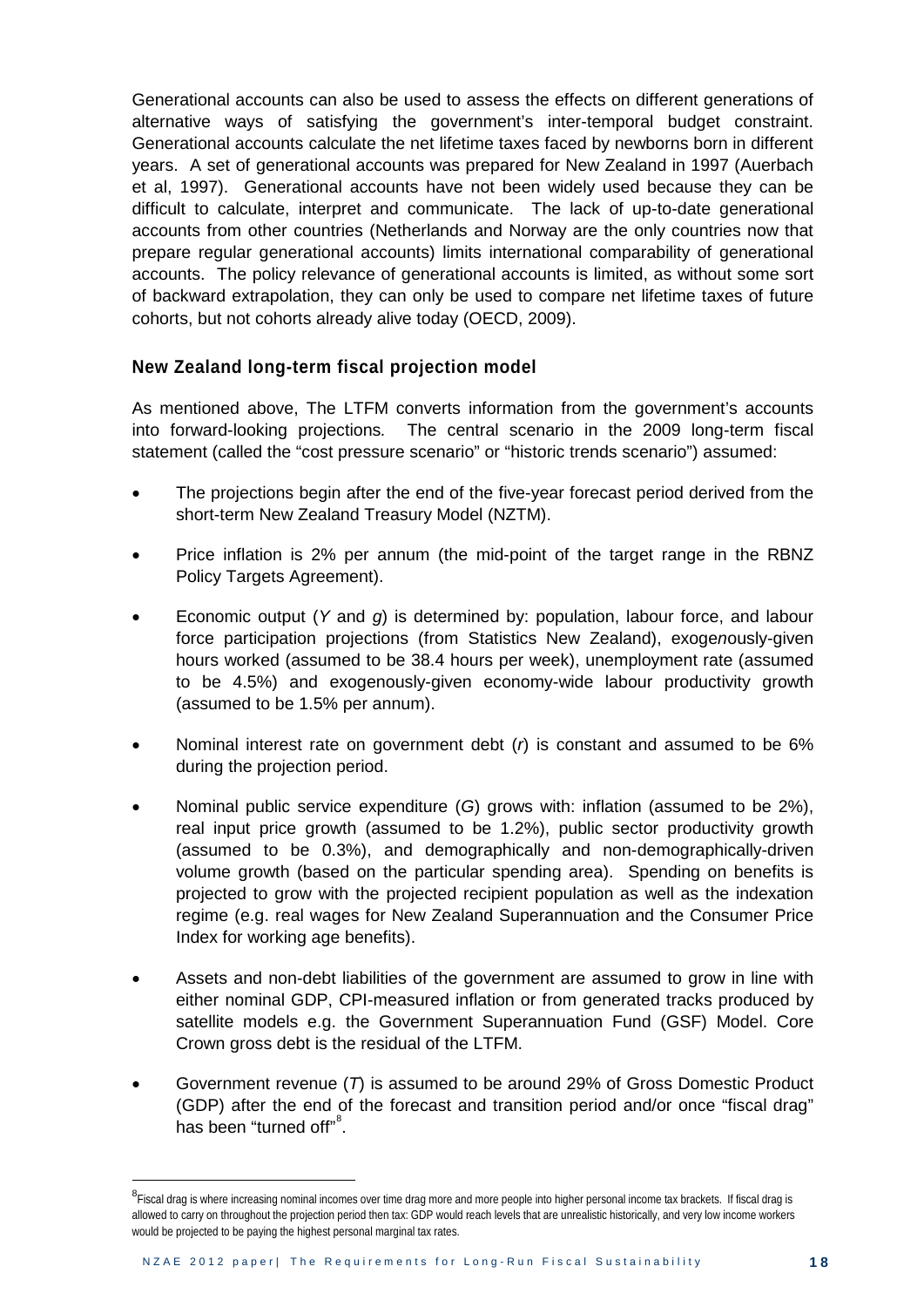Generational accounts can also be used to assess the effects on different generations of alternative ways of satisfying the government's inter-temporal budget constraint. Generational accounts calculate the net lifetime taxes faced by newborns born in different years. A set of generational accounts was prepared for New Zealand in 1997 (Auerbach et al, 1997). Generational accounts have not been widely used because they can be difficult to calculate, interpret and communicate. The lack of up-to-date generational accounts from other countries (Netherlands and Norway are the only countries now that prepare regular generational accounts) limits international comparability of generational accounts. The policy relevance of generational accounts is limited, as without some sort of backward extrapolation, they can only be used to compare net lifetime taxes of future cohorts, but not cohorts already alive today (OECD, 2009).

## New Zealand long-term fiscal projection model

As mentioned above, The LTFM converts information from the government's accounts into forward-looking projections*.* The central scenario in the 2009 long-term fiscal statement (called the "cost pressure scenario" or "historic trends scenario") assumed:

- The projections begin after the end of the five-year forecast period derived from the short-term New Zealand Treasury Model (NZTM).
- Price inflation is 2% per annum (the mid-point of the target range in the RBNZ Policy Targets Agreement).
- Economic output ($Y$ and $g$) is determined by: population, labour force, and labour force participation projections (from Statistics New Zealand), exoge*n*ously-given hours worked (assumed to be 38.4 hours per week), unemployment rate (assumed to be 4.5%) and exogenously-given economy-wide labour productivity growth (assumed to be 1.5% per annum).
- Nominal interest rate on government debt ($r$) is constant and assumed to be 6% during the projection period.
- Nominal public service expenditure ($G$) grows with: inflation (assumed to be 2%), real input price growth (assumed to be 1.2%), public sector productivity growth (assumed to be 0.3%), and demographically and non-demographically-driven volume growth (based on the particular spending area). Spending on benefits is projected to grow with the projected recipient population as well as the indexation regime (e.g. real wages for New Zealand Superannuation and the Consumer Price Index for working age benefits).
- Assets and non-debt liabilities of the government are assumed to grow in line with either nominal GDP, CPI-measured inflation or from generated tracks produced by satellite models e.g. the Government Superannuation Fund (GSF) Model. Core Crown gross debt is the residual of the LTFM.
- Government revenue ($T$) is assumed to be around 29% of Gross Domestic Product (GDP) after the end of the forecast and transition period and/or once "fiscal drag" has been "turned off"[8].

[8] Fiscal drag is where increasing nominal incomes over time drag more and more people into higher personal income tax brackets. If fiscal drag is allowed to carry on throughout the projection period then tax: GDP would reach levels that are unrealistic historically, and very low income workers would be projected to be paying the highest personal marginal tax rates.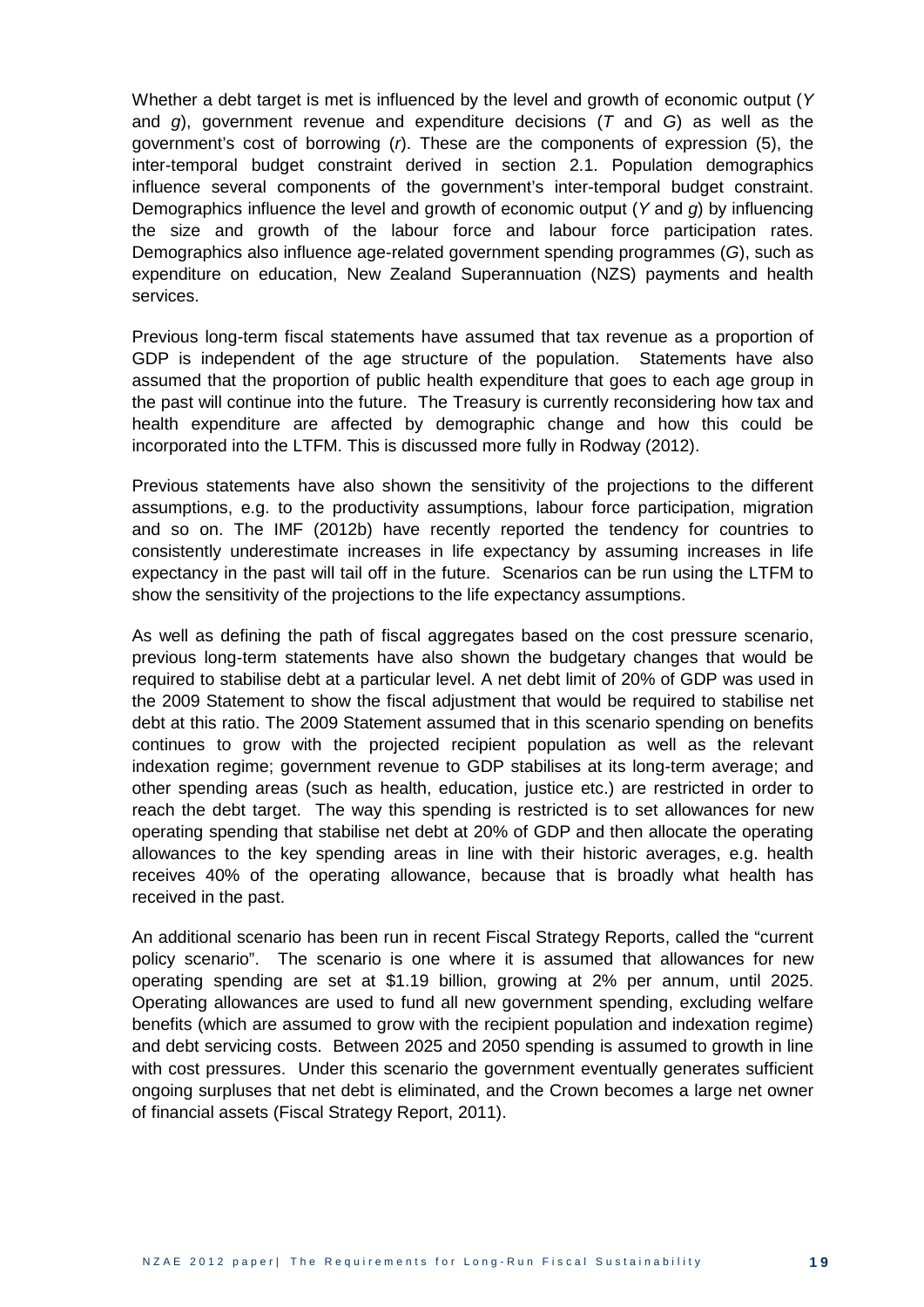Whether a debt target is met is influenced by the level and growth of economic output ($Y$ and $g$), government revenue and expenditure decisions ($T$ and $G$) as well as the government's cost of borrowing ($r$). These are the components of expression (5), the inter-temporal budget constraint derived in section 2.1. Population demographics influence several components of the government's inter-temporal budget constraint. Demographics influence the level and growth of economic output ($Y$ and $g$) by influencing the size and growth of the labour force and labour force participation rates. Demographics also influence age-related government spending programmes ($G$), such as expenditure on education, New Zealand Superannuation (NZS) payments and health services.

Previous long-term fiscal statements have assumed that tax revenue as a proportion of GDP is independent of the age structure of the population. Statements have also assumed that the proportion of public health expenditure that goes to each age group in the past will continue into the future. The Treasury is currently reconsidering how tax and health expenditure are affected by demographic change and how this could be incorporated into the LTFM. This is discussed more fully in Rodway (2012).

Previous statements have also shown the sensitivity of the projections to the different assumptions, e.g. to the productivity assumptions, labour force participation, migration and so on. The IMF (2012b) have recently reported the tendency for countries to consistently underestimate increases in life expectancy by assuming increases in life expectancy in the past will tail off in the future. Scenarios can be run using the LTFM to show the sensitivity of the projections to the life expectancy assumptions.

As well as defining the path of fiscal aggregates based on the cost pressure scenario, previous long-term statements have also shown the budgetary changes that would be required to stabilise debt at a particular level. A net debt limit of 20% of GDP was used in the 2009 Statement to show the fiscal adjustment that would be required to stabilise net debt at this ratio. The 2009 Statement assumed that in this scenario spending on benefits continues to grow with the projected recipient population as well as the relevant indexation regime; government revenue to GDP stabilises at its long-term average; and other spending areas (such as health, education, justice etc.) are restricted in order to reach the debt target. The way this spending is restricted is to set allowances for new operating spending that stabilise net debt at 20% of GDP and then allocate the operating allowances to the key spending areas in line with their historic averages, e.g. health receives 40% of the operating allowance, because that is broadly what health has received in the past.

An additional scenario has been run in recent Fiscal Strategy Reports, called the "current policy scenario". The scenario is one where it is assumed that allowances for new operating spending are set at $1.19 billion, growing at 2% per annum, until 2025. Operating allowances are used to fund all new government spending, excluding welfare benefits (which are assumed to grow with the recipient population and indexation regime) and debt servicing costs. Between 2025 and 2050 spending is assumed to growth in line with cost pressures. Under this scenario the government eventually generates sufficient ongoing surpluses that net debt is eliminated, and the Crown becomes a large net owner of financial assets (Fiscal Strategy Report, 2011).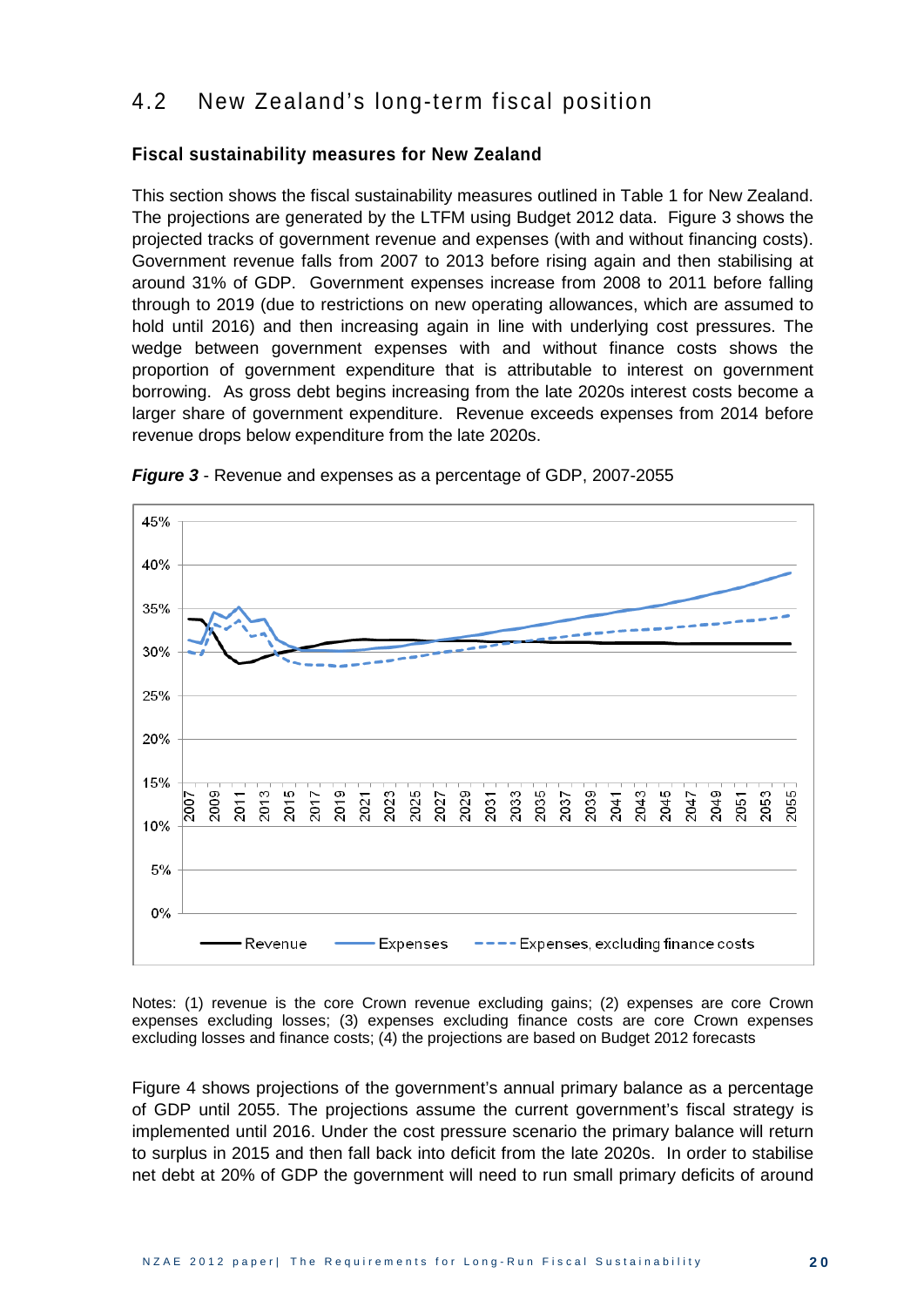## 4.2 New Zealand's long-term fiscal position

### Fiscal sustainability measures for New Zealand

This section shows the fiscal sustainability measures outlined in Table 1 for New Zealand. The projections are generated by the LTFM using Budget 2012 data. Figure 3 shows the projected tracks of government revenue and expenses (with and without financing costs). Government revenue falls from 2007 to 2013 before rising again and then stabilising at around 31% of GDP. Government expenses increase from 2008 to 2011 before falling through to 2019 (due to restrictions on new operating allowances, which are assumed to hold until 2016) and then increasing again in line with underlying cost pressures. The wedge between government expenses with and without finance costs shows the proportion of government expenditure that is attributable to interest on government borrowing. As gross debt begins increasing from the late 2020s interest costs become a larger share of government expenditure. Revenue exceeds expenses from 2014 before revenue drops below expenditure from the late 2020s.

***Figure 3*** - Revenue and expenses as a percentage of GDP, 2007-2055

Notes: (1) revenue is the core Crown revenue excluding gains; (2) expenses are core Crown expenses excluding losses; (3) expenses excluding finance costs are core Crown expenses excluding losses and finance costs; (4) the projections are based on Budget 2012 forecasts

Figure 4 shows projections of the government's annual primary balance as a percentage of GDP until 2055. The projections assume the current government's fiscal strategy is implemented until 2016. Under the cost pressure scenario the primary balance will return to surplus in 2015 and then fall back into deficit from the late 2020s. In order to stabilise net debt at 20% of GDP the government will need to run small primary deficits of around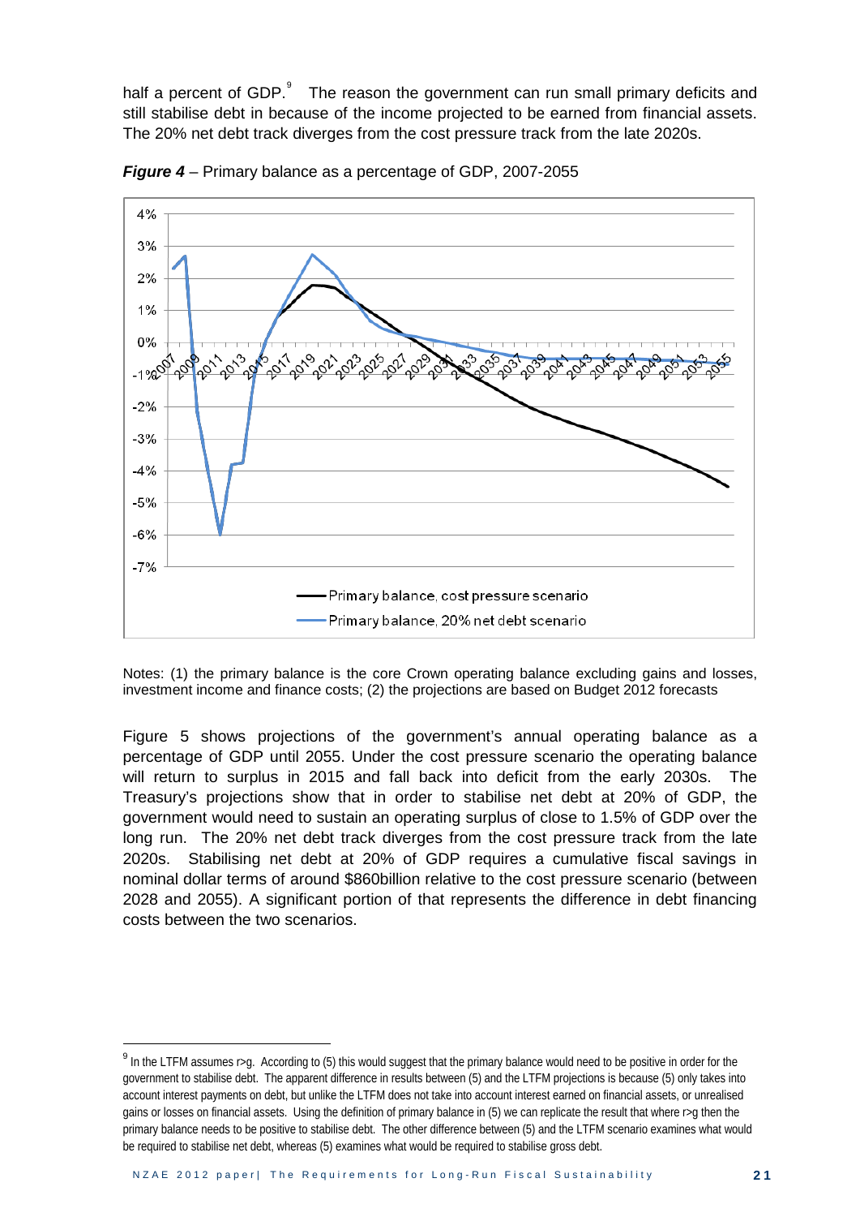half a percent of GDP.[9] The reason the government can run small primary deficits and still stabilise debt in because of the income projected to be earned from financial assets. The 20% net debt track diverges from the cost pressure track from the late 2020s.

***Figure 4*** – Primary balance as a percentage of GDP, 2007-2055

Notes: (1) the primary balance is the core Crown operating balance excluding gains and losses, investment income and finance costs; (2) the projections are based on Budget 2012 forecasts

Figure 5 shows projections of the government's annual operating balance as a percentage of GDP until 2055. Under the cost pressure scenario the operating balance will return to surplus in 2015 and fall back into deficit from the early 2030s. The Treasury's projections show that in order to stabilise net debt at 20% of GDP, the government would need to sustain an operating surplus of close to 1.5% of GDP over the long run. The 20% net debt track diverges from the cost pressure track from the late 2020s. Stabilising net debt at 20% of GDP requires a cumulative fiscal savings in nominal dollar terms of around $860billion relative to the cost pressure scenario (between 2028 and 2055). A significant portion of that represents the difference in debt financing costs between the two scenarios.

[9] In the LTFM assumes r>g. According to (5) this would suggest that the primary balance would need to be positive in order for the government to stabilise debt. The apparent difference in results between (5) and the LTFM projections is because (5) only takes into account interest payments on debt, but unlike the LTFM does not take into account interest earned on financial assets, or unrealised gains or losses on financial assets. Using the definition of primary balance in (5) we can replicate the result that where r>g then the primary balance needs to be positive to stabilise debt. The other difference between (5) and the LTFM scenario examines what would be required to stabilise net debt, whereas (5) examines what would be required to stabilise gross debt.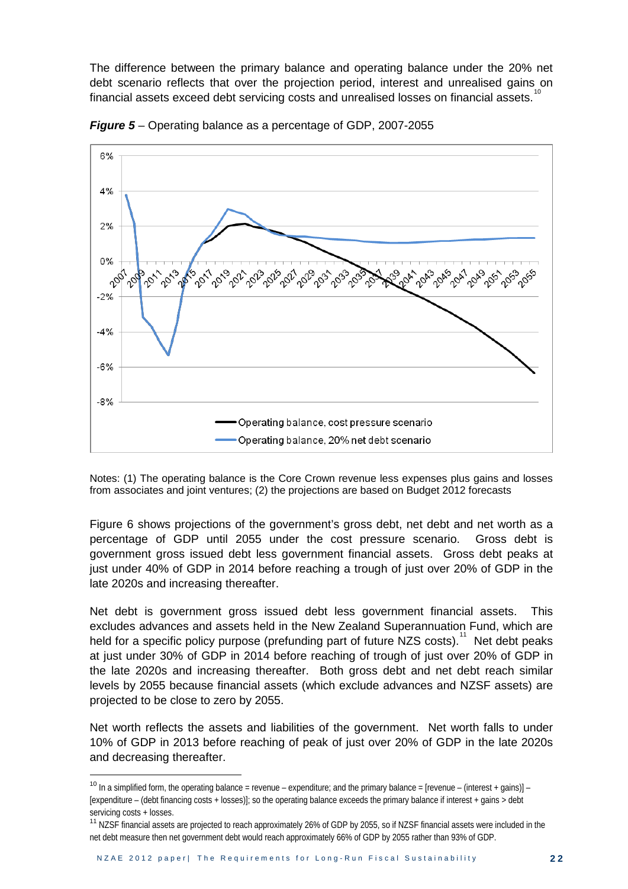The difference between the primary balance and operating balance under the 20% net debt scenario reflects that over the projection period, interest and unrealised gains on financial assets exceed debt servicing costs and unrealised losses on financial assets.[10]

***Figure 5*** – Operating balance as a percentage of GDP, 2007-2055

Notes: (1) The operating balance is the Core Crown revenue less expenses plus gains and losses from associates and joint ventures; (2) the projections are based on Budget 2012 forecasts

Figure 6 shows projections of the government's gross debt, net debt and net worth as a percentage of GDP until 2055 under the cost pressure scenario. Gross debt is government gross issued debt less government financial assets. Gross debt peaks at just under 40% of GDP in 2014 before reaching a trough of just over 20% of GDP in the late 2020s and increasing thereafter.

Net debt is government gross issued debt less government financial assets. This excludes advances and assets held in the New Zealand Superannuation Fund, which are held for a specific policy purpose (prefunding part of future NZS costs).[11] Net debt peaks at just under 30% of GDP in 2014 before reaching of trough of just over 20% of GDP in the late 2020s and increasing thereafter. Both gross debt and net debt reach similar levels by 2055 because financial assets (which exclude advances and NZSF assets) are projected to be close to zero by 2055.

Net worth reflects the assets and liabilities of the government. Net worth falls to under 10% of GDP in 2013 before reaching of peak of just over 20% of GDP in the late 2020s and decreasing thereafter.

---

[10] In a simplified form, the operating balance = revenue – expenditure; and the primary balance = [revenue – (interest + gains)] – [expenditure – (debt financing costs + losses)]; so the operating balance exceeds the primary balance if interest + gains > debt servicing costs + losses.

[11] NZSF financial assets are projected to reach approximately 26% of GDP by 2055, so if NZSF financial assets were included in the net debt measure then net government debt would reach approximately 66% of GDP by 2055 rather than 93% of GDP.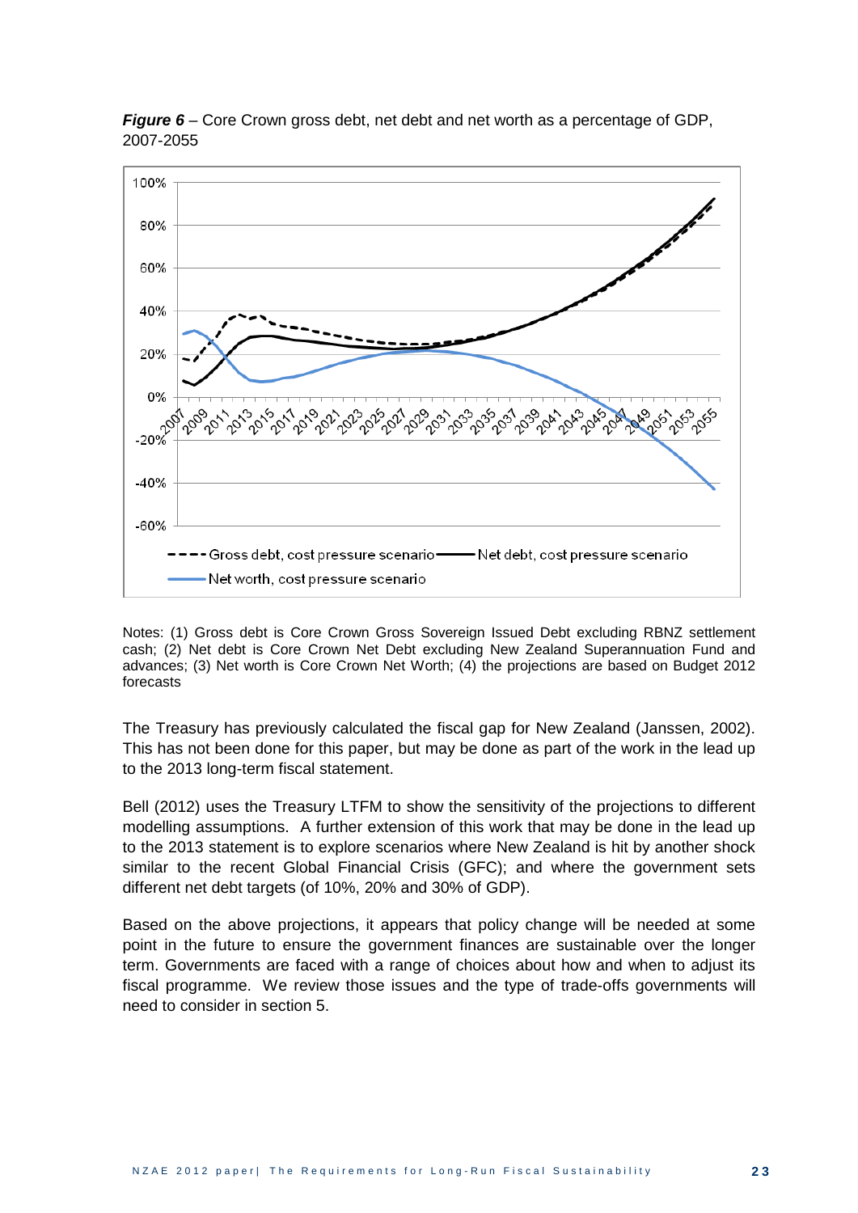***Figure 6*** – Core Crown gross debt, net debt and net worth as a percentage of GDP, 2007-2055

Notes: (1) Gross debt is Core Crown Gross Sovereign Issued Debt excluding RBNZ settlement cash; (2) Net debt is Core Crown Net Debt excluding New Zealand Superannuation Fund and advances; (3) Net worth is Core Crown Net Worth; (4) the projections are based on Budget 2012 forecasts

The Treasury has previously calculated the fiscal gap for New Zealand (Janssen, 2002). This has not been done for this paper, but may be done as part of the work in the lead up to the 2013 long-term fiscal statement.

Bell (2012) uses the Treasury LTFM to show the sensitivity of the projections to different modelling assumptions. A further extension of this work that may be done in the lead up to the 2013 statement is to explore scenarios where New Zealand is hit by another shock similar to the recent Global Financial Crisis (GFC); and where the government sets different net debt targets (of 10%, 20% and 30% of GDP).

Based on the above projections, it appears that policy change will be needed at some point in the future to ensure the government finances are sustainable over the longer term. Governments are faced with a range of choices about how and when to adjust its fiscal programme. We review those issues and the type of trade-offs governments will need to consider in section 5.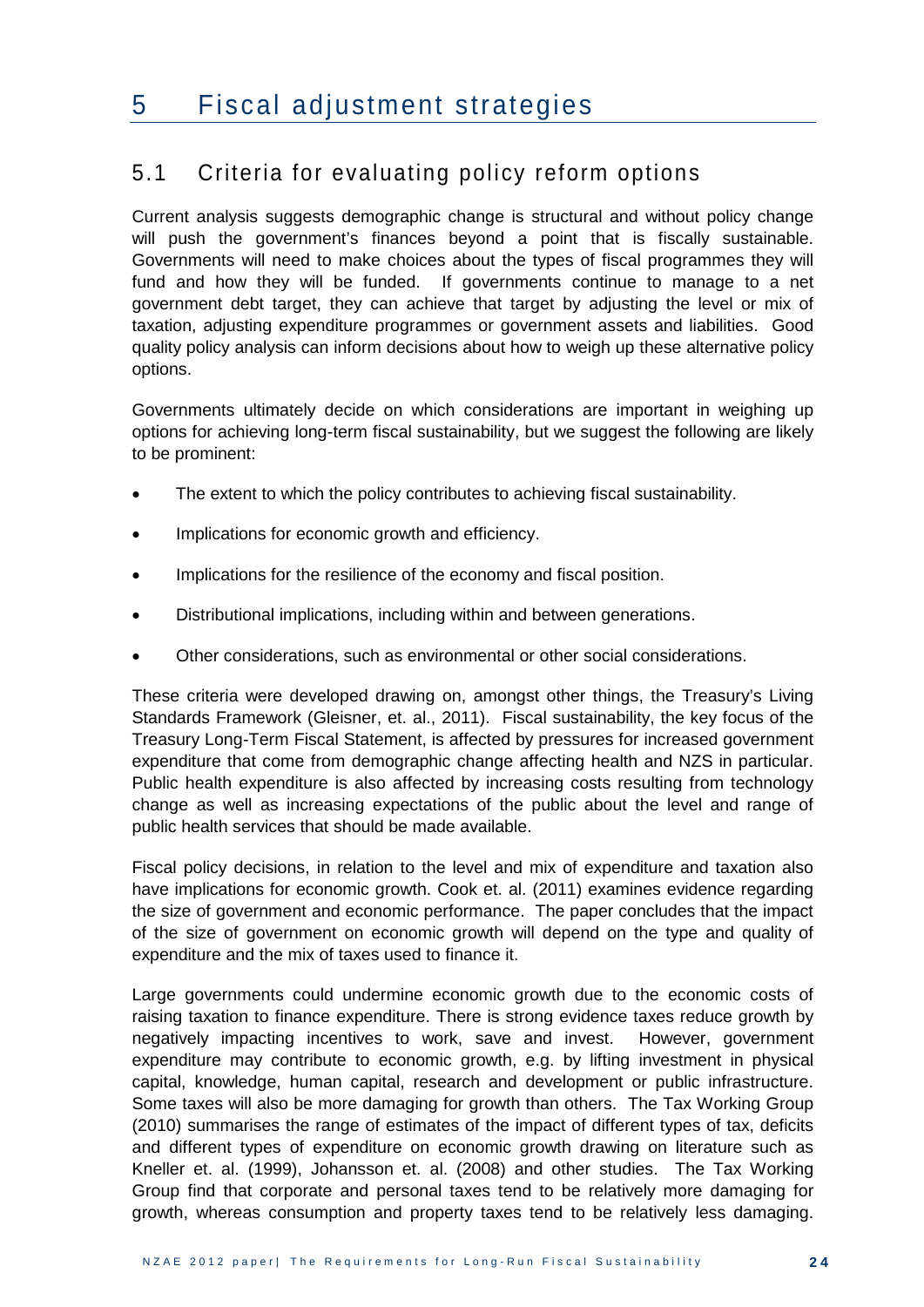# 5 Fiscal adjustment strategies

## 5.1 Criteria for evaluating policy reform options

Current analysis suggests demographic change is structural and without policy change will push the government's finances beyond a point that is fiscally sustainable. Governments will need to make choices about the types of fiscal programmes they will fund and how they will be funded. If governments continue to manage to a net government debt target, they can achieve that target by adjusting the level or mix of taxation, adjusting expenditure programmes or government assets and liabilities. Good quality policy analysis can inform decisions about how to weigh up these alternative policy options.

Governments ultimately decide on which considerations are important in weighing up options for achieving long-term fiscal sustainability, but we suggest the following are likely to be prominent:

- The extent to which the policy contributes to achieving fiscal sustainability.
- Implications for economic growth and efficiency.
- Implications for the resilience of the economy and fiscal position.
- Distributional implications, including within and between generations.
- Other considerations, such as environmental or other social considerations.

These criteria were developed drawing on, amongst other things, the Treasury's Living Standards Framework (Gleisner, et. al., 2011). Fiscal sustainability, the key focus of the Treasury Long-Term Fiscal Statement, is affected by pressures for increased government expenditure that come from demographic change affecting health and NZS in particular. Public health expenditure is also affected by increasing costs resulting from technology change as well as increasing expectations of the public about the level and range of public health services that should be made available.

Fiscal policy decisions, in relation to the level and mix of expenditure and taxation also have implications for economic growth. Cook et. al. (2011) examines evidence regarding the size of government and economic performance. The paper concludes that the impact of the size of government on economic growth will depend on the type and quality of expenditure and the mix of taxes used to finance it.

Large governments could undermine economic growth due to the economic costs of raising taxation to finance expenditure. There is strong evidence taxes reduce growth by negatively impacting incentives to work, save and invest. However, government expenditure may contribute to economic growth, e.g. by lifting investment in physical capital, knowledge, human capital, research and development or public infrastructure. Some taxes will also be more damaging for growth than others. The Tax Working Group (2010) summarises the range of estimates of the impact of different types of tax, deficits and different types of expenditure on economic growth drawing on literature such as Kneller et. al. (1999), Johansson et. al. (2008) and other studies. The Tax Working Group find that corporate and personal taxes tend to be relatively more damaging for growth, whereas consumption and property taxes tend to be relatively less damaging.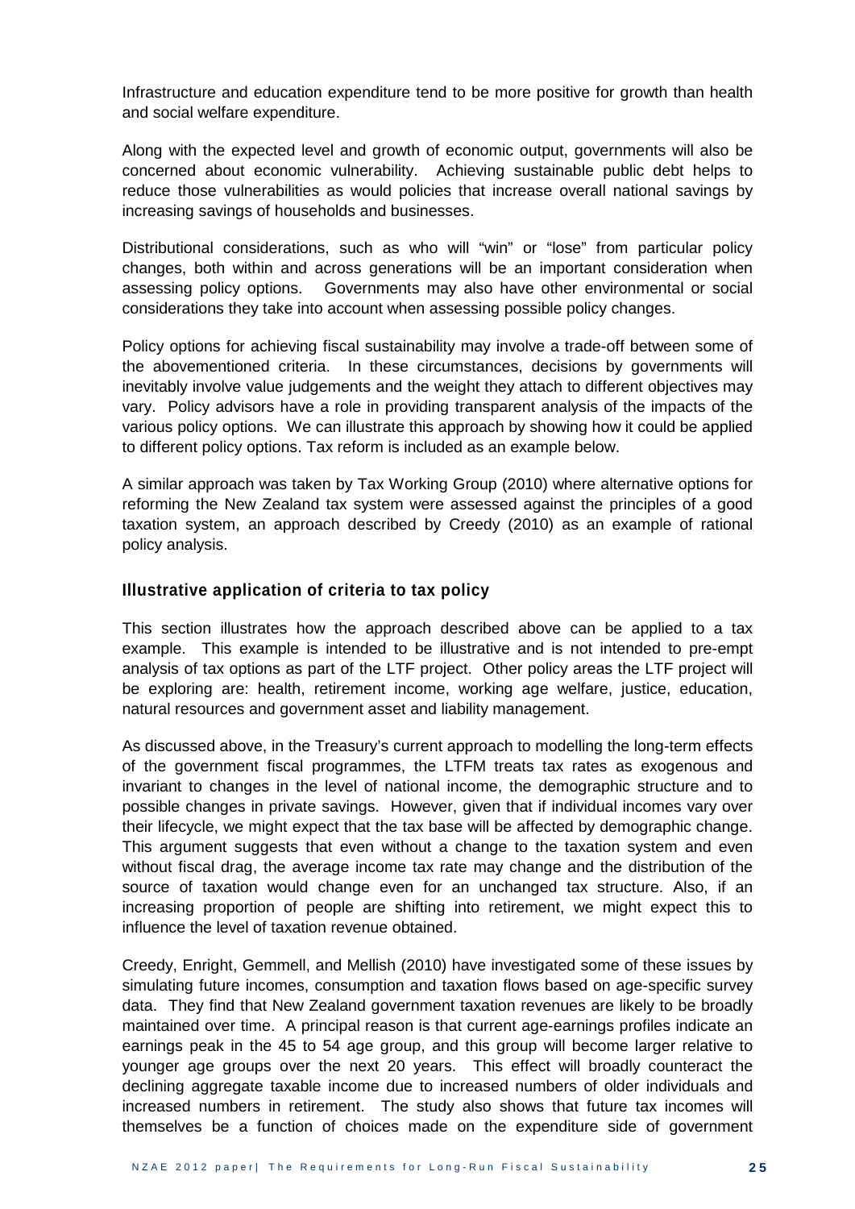Infrastructure and education expenditure tend to be more positive for growth than health and social welfare expenditure.

Along with the expected level and growth of economic output, governments will also be concerned about economic vulnerability. Achieving sustainable public debt helps to reduce those vulnerabilities as would policies that increase overall national savings by increasing savings of households and businesses.

Distributional considerations, such as who will "win" or "lose" from particular policy changes, both within and across generations will be an important consideration when assessing policy options. Governments may also have other environmental or social considerations they take into account when assessing possible policy changes.

Policy options for achieving fiscal sustainability may involve a trade-off between some of the abovementioned criteria. In these circumstances, decisions by governments will inevitably involve value judgements and the weight they attach to different objectives may vary. Policy advisors have a role in providing transparent analysis of the impacts of the various policy options. We can illustrate this approach by showing how it could be applied to different policy options. Tax reform is included as an example below.

A similar approach was taken by Tax Working Group (2010) where alternative options for reforming the New Zealand tax system were assessed against the principles of a good taxation system, an approach described by Creedy (2010) as an example of rational policy analysis.

### Illustrative application of criteria to tax policy

This section illustrates how the approach described above can be applied to a tax example. This example is intended to be illustrative and is not intended to pre-empt analysis of tax options as part of the LTF project. Other policy areas the LTF project will be exploring are: health, retirement income, working age welfare, justice, education, natural resources and government asset and liability management.

As discussed above, in the Treasury's current approach to modelling the long-term effects of the government fiscal programmes, the LTFM treats tax rates as exogenous and invariant to changes in the level of national income, the demographic structure and to possible changes in private savings. However, given that if individual incomes vary over their lifecycle, we might expect that the tax base will be affected by demographic change. This argument suggests that even without a change to the taxation system and even without fiscal drag, the average income tax rate may change and the distribution of the source of taxation would change even for an unchanged tax structure. Also, if an increasing proportion of people are shifting into retirement, we might expect this to influence the level of taxation revenue obtained.

Creedy, Enright, Gemmell, and Mellish (2010) have investigated some of these issues by simulating future incomes, consumption and taxation flows based on age-specific survey data. They find that New Zealand government taxation revenues are likely to be broadly maintained over time. A principal reason is that current age-earnings profiles indicate an earnings peak in the 45 to 54 age group, and this group will become larger relative to younger age groups over the next 20 years. This effect will broadly counteract the declining aggregate taxable income due to increased numbers of older individuals and increased numbers in retirement. The study also shows that future tax incomes will themselves be a function of choices made on the expenditure side of government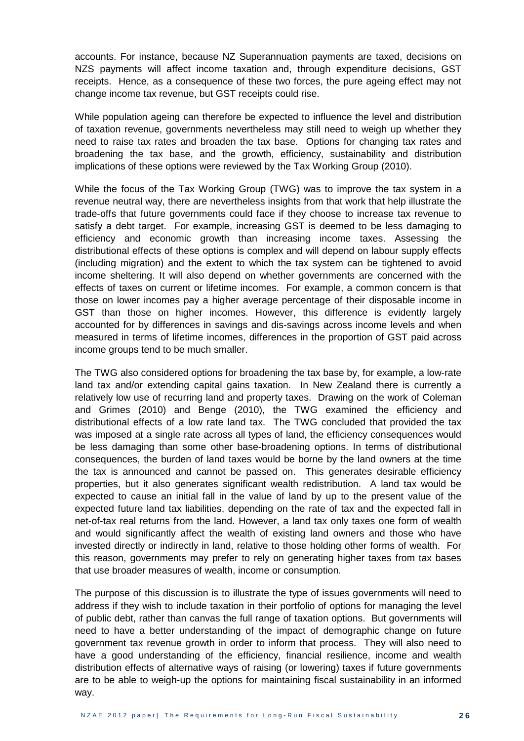accounts. For instance, because NZ Superannuation payments are taxed, decisions on NZS payments will affect income taxation and, through expenditure decisions, GST receipts. Hence, as a consequence of these two forces, the pure ageing effect may not change income tax revenue, but GST receipts could rise.

While population ageing can therefore be expected to influence the level and distribution of taxation revenue, governments nevertheless may still need to weigh up whether they need to raise tax rates and broaden the tax base. Options for changing tax rates and broadening the tax base, and the growth, efficiency, sustainability and distribution implications of these options were reviewed by the Tax Working Group (2010).

While the focus of the Tax Working Group (TWG) was to improve the tax system in a revenue neutral way, there are nevertheless insights from that work that help illustrate the trade-offs that future governments could face if they choose to increase tax revenue to satisfy a debt target. For example, increasing GST is deemed to be less damaging to efficiency and economic growth than increasing income taxes. Assessing the distributional effects of these options is complex and will depend on labour supply effects (including migration) and the extent to which the tax system can be tightened to avoid income sheltering. It will also depend on whether governments are concerned with the effects of taxes on current or lifetime incomes. For example, a common concern is that those on lower incomes pay a higher average percentage of their disposable income in GST than those on higher incomes. However, this difference is evidently largely accounted for by differences in savings and dis-savings across income levels and when measured in terms of lifetime incomes, differences in the proportion of GST paid across income groups tend to be much smaller.

The TWG also considered options for broadening the tax base by, for example, a low-rate land tax and/or extending capital gains taxation. In New Zealand there is currently a relatively low use of recurring land and property taxes. Drawing on the work of Coleman and Grimes (2010) and Benge (2010), the TWG examined the efficiency and distributional effects of a low rate land tax. The TWG concluded that provided the tax was imposed at a single rate across all types of land, the efficiency consequences would be less damaging than some other base-broadening options. In terms of distributional consequences, the burden of land taxes would be borne by the land owners at the time the tax is announced and cannot be passed on. This generates desirable efficiency properties, but it also generates significant wealth redistribution. A land tax would be expected to cause an initial fall in the value of land by up to the present value of the expected future land tax liabilities, depending on the rate of tax and the expected fall in net-of-tax real returns from the land. However, a land tax only taxes one form of wealth and would significantly affect the wealth of existing land owners and those who have invested directly or indirectly in land, relative to those holding other forms of wealth. For this reason, governments may prefer to rely on generating higher taxes from tax bases that use broader measures of wealth, income or consumption.

The purpose of this discussion is to illustrate the type of issues governments will need to address if they wish to include taxation in their portfolio of options for managing the level of public debt, rather than canvas the full range of taxation options. But governments will need to have a better understanding of the impact of demographic change on future government tax revenue growth in order to inform that process. They will also need to have a good understanding of the efficiency, financial resilience, income and wealth distribution effects of alternative ways of raising (or lowering) taxes if future governments are to be able to weigh-up the options for maintaining fiscal sustainability in an informed way.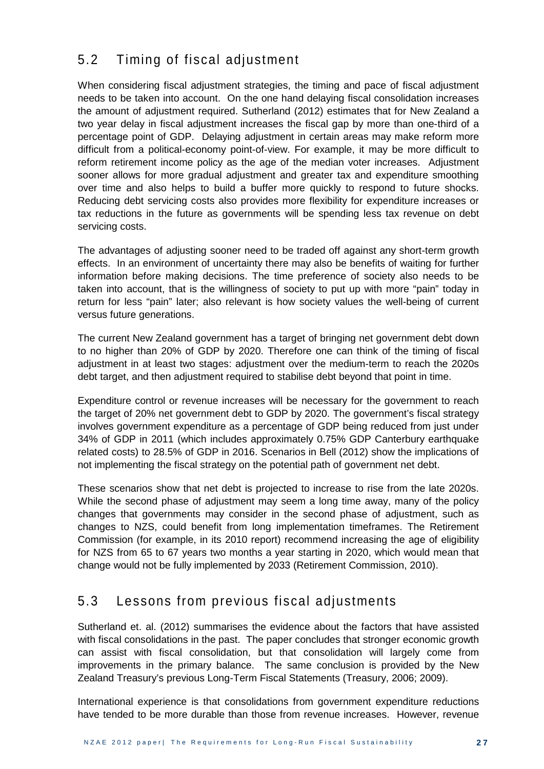## 5.2 Timing of fiscal adjustment

When considering fiscal adjustment strategies, the timing and pace of fiscal adjustment needs to be taken into account. On the one hand delaying fiscal consolidation increases the amount of adjustment required. Sutherland (2012) estimates that for New Zealand a two year delay in fiscal adjustment increases the fiscal gap by more than one-third of a percentage point of GDP. Delaying adjustment in certain areas may make reform more difficult from a political-economy point-of-view. For example, it may be more difficult to reform retirement income policy as the age of the median voter increases. Adjustment sooner allows for more gradual adjustment and greater tax and expenditure smoothing over time and also helps to build a buffer more quickly to respond to future shocks. Reducing debt servicing costs also provides more flexibility for expenditure increases or tax reductions in the future as governments will be spending less tax revenue on debt servicing costs.

The advantages of adjusting sooner need to be traded off against any short-term growth effects. In an environment of uncertainty there may also be benefits of waiting for further information before making decisions. The time preference of society also needs to be taken into account, that is the willingness of society to put up with more "pain" today in return for less "pain" later; also relevant is how society values the well-being of current versus future generations.

The current New Zealand government has a target of bringing net government debt down to no higher than 20% of GDP by 2020. Therefore one can think of the timing of fiscal adjustment in at least two stages: adjustment over the medium-term to reach the 2020s debt target, and then adjustment required to stabilise debt beyond that point in time.

Expenditure control or revenue increases will be necessary for the government to reach the target of 20% net government debt to GDP by 2020. The government's fiscal strategy involves government expenditure as a percentage of GDP being reduced from just under 34% of GDP in 2011 (which includes approximately 0.75% GDP Canterbury earthquake related costs) to 28.5% of GDP in 2016. Scenarios in Bell (2012) show the implications of not implementing the fiscal strategy on the potential path of government net debt.

These scenarios show that net debt is projected to increase to rise from the late 2020s. While the second phase of adjustment may seem a long time away, many of the policy changes that governments may consider in the second phase of adjustment, such as changes to NZS, could benefit from long implementation timeframes. The Retirement Commission (for example, in its 2010 report) recommend increasing the age of eligibility for NZS from 65 to 67 years two months a year starting in 2020, which would mean that change would not be fully implemented by 2033 (Retirement Commission, 2010).

## 5.3 Lessons from previous fiscal adjustments

Sutherland et. al. (2012) summarises the evidence about the factors that have assisted with fiscal consolidations in the past. The paper concludes that stronger economic growth can assist with fiscal consolidation, but that consolidation will largely come from improvements in the primary balance. The same conclusion is provided by the New Zealand Treasury's previous Long-Term Fiscal Statements (Treasury, 2006; 2009).

International experience is that consolidations from government expenditure reductions have tended to be more durable than those from revenue increases. However, revenue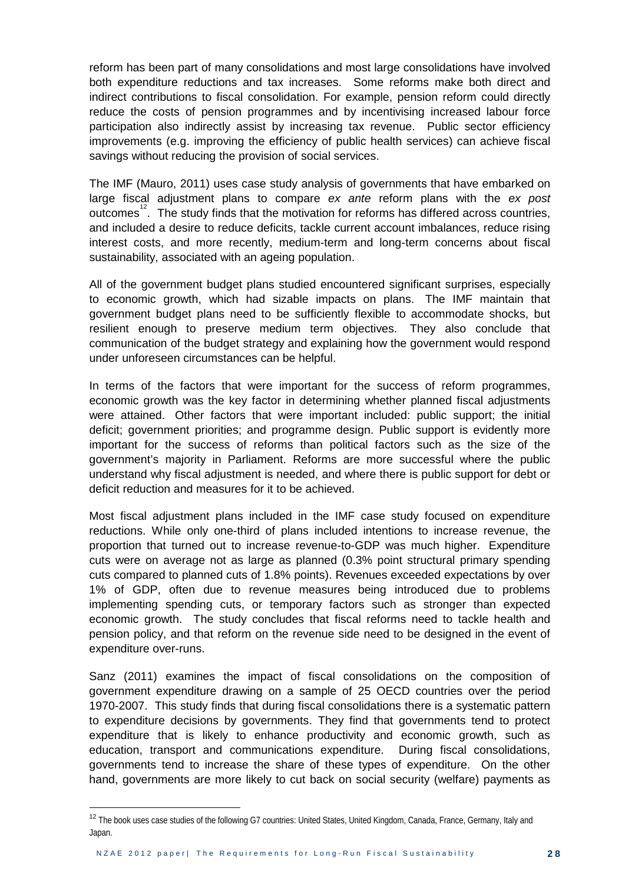reform has been part of many consolidations and most large consolidations have involved both expenditure reductions and tax increases. Some reforms make both direct and indirect contributions to fiscal consolidation. For example, pension reform could directly reduce the costs of pension programmes and by incentivising increased labour force participation also indirectly assist by increasing tax revenue. Public sector efficiency improvements (e.g. improving the efficiency of public health services) can achieve fiscal savings without reducing the provision of social services.

The IMF (Mauro, 2011) uses case study analysis of governments that have embarked on large fiscal adjustment plans to compare *ex ante* reform plans with the *ex post* outcomes[12]. The study finds that the motivation for reforms has differed across countries, and included a desire to reduce deficits, tackle current account imbalances, reduce rising interest costs, and more recently, medium-term and long-term concerns about fiscal sustainability, associated with an ageing population.

All of the government budget plans studied encountered significant surprises, especially to economic growth, which had sizable impacts on plans. The IMF maintain that government budget plans need to be sufficiently flexible to accommodate shocks, but resilient enough to preserve medium term objectives. They also conclude that communication of the budget strategy and explaining how the government would respond under unforeseen circumstances can be helpful.

In terms of the factors that were important for the success of reform programmes, economic growth was the key factor in determining whether planned fiscal adjustments were attained. Other factors that were important included: public support; the initial deficit; government priorities; and programme design. Public support is evidently more important for the success of reforms than political factors such as the size of the government's majority in Parliament. Reforms are more successful where the public understand why fiscal adjustment is needed, and where there is public support for debt or deficit reduction and measures for it to be achieved.

Most fiscal adjustment plans included in the IMF case study focused on expenditure reductions. While only one-third of plans included intentions to increase revenue, the proportion that turned out to increase revenue-to-GDP was much higher. Expenditure cuts were on average not as large as planned (0.3% point structural primary spending cuts compared to planned cuts of 1.8% points). Revenues exceeded expectations by over 1% of GDP, often due to revenue measures being introduced due to problems implementing spending cuts, or temporary factors such as stronger than expected economic growth. The study concludes that fiscal reforms need to tackle health and pension policy, and that reform on the revenue side need to be designed in the event of expenditure over-runs.

Sanz (2011) examines the impact of fiscal consolidations on the composition of government expenditure drawing on a sample of 25 OECD countries over the period 1970-2007. This study finds that during fiscal consolidations there is a systematic pattern to expenditure decisions by governments. They find that governments tend to protect expenditure that is likely to enhance productivity and economic growth, such as education, transport and communications expenditure. During fiscal consolidations, governments tend to increase the share of these types of expenditure. On the other hand, governments are more likely to cut back on social security (welfare) payments as

[12] The book uses case studies of the following G7 countries: United States, United Kingdom, Canada, France, Germany, Italy and Japan.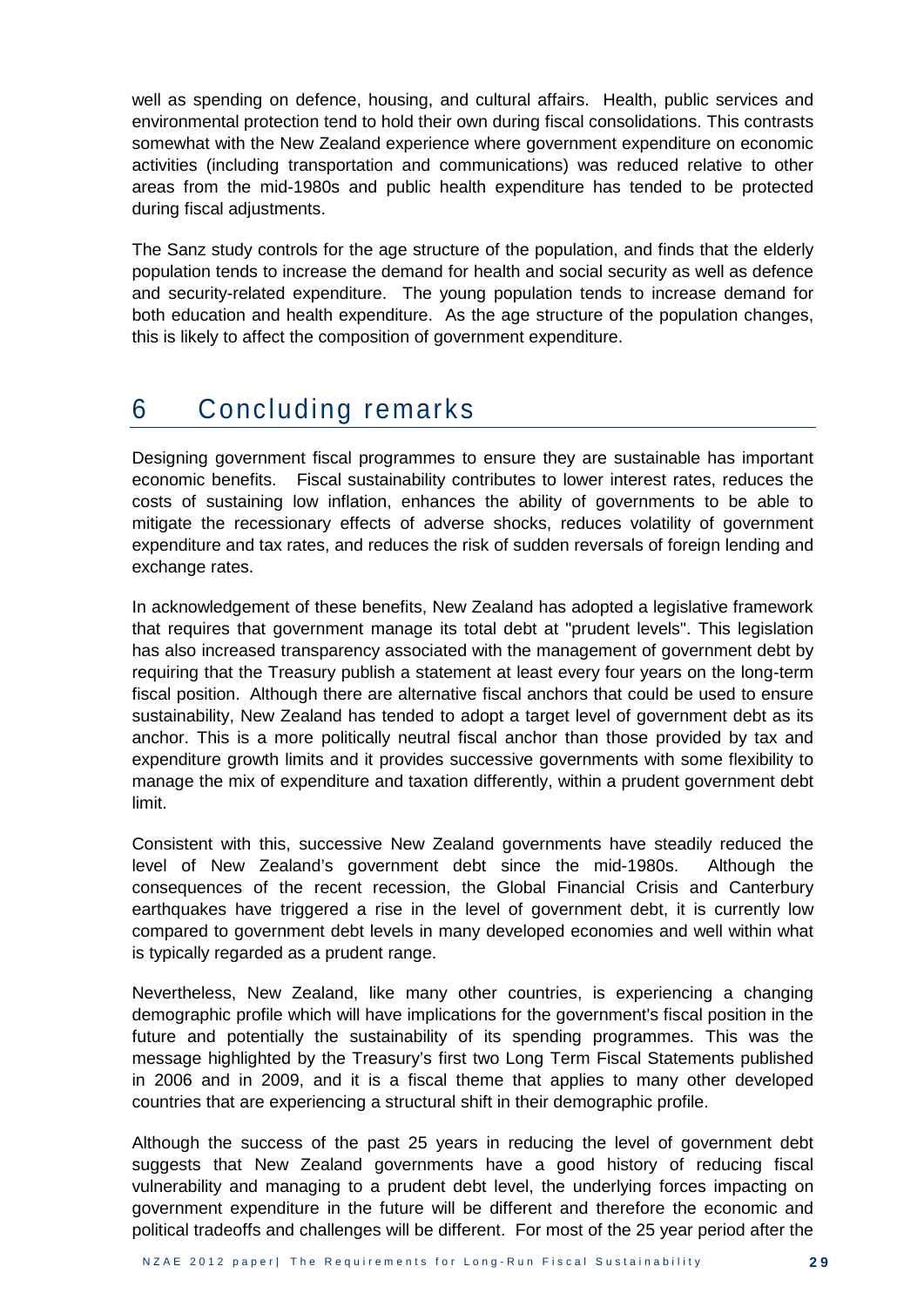well as spending on defence, housing, and cultural affairs. Health, public services and environmental protection tend to hold their own during fiscal consolidations. This contrasts somewhat with the New Zealand experience where government expenditure on economic activities (including transportation and communications) was reduced relative to other areas from the mid-1980s and public health expenditure has tended to be protected during fiscal adjustments.

The Sanz study controls for the age structure of the population, and finds that the elderly population tends to increase the demand for health and social security as well as defence and security-related expenditure. The young population tends to increase demand for both education and health expenditure. As the age structure of the population changes, this is likely to affect the composition of government expenditure.

# 6 Concluding remarks

Designing government fiscal programmes to ensure they are sustainable has important economic benefits. Fiscal sustainability contributes to lower interest rates, reduces the costs of sustaining low inflation, enhances the ability of governments to be able to mitigate the recessionary effects of adverse shocks, reduces volatility of government expenditure and tax rates, and reduces the risk of sudden reversals of foreign lending and exchange rates.

In acknowledgement of these benefits, New Zealand has adopted a legislative framework that requires that government manage its total debt at "prudent levels". This legislation has also increased transparency associated with the management of government debt by requiring that the Treasury publish a statement at least every four years on the long-term fiscal position. Although there are alternative fiscal anchors that could be used to ensure sustainability, New Zealand has tended to adopt a target level of government debt as its anchor. This is a more politically neutral fiscal anchor than those provided by tax and expenditure growth limits and it provides successive governments with some flexibility to manage the mix of expenditure and taxation differently, within a prudent government debt limit.

Consistent with this, successive New Zealand governments have steadily reduced the level of New Zealand's government debt since the mid-1980s. Although the consequences of the recent recession, the Global Financial Crisis and Canterbury earthquakes have triggered a rise in the level of government debt, it is currently low compared to government debt levels in many developed economies and well within what is typically regarded as a prudent range.

Nevertheless, New Zealand, like many other countries, is experiencing a changing demographic profile which will have implications for the government's fiscal position in the future and potentially the sustainability of its spending programmes. This was the message highlighted by the Treasury's first two Long Term Fiscal Statements published in 2006 and in 2009, and it is a fiscal theme that applies to many other developed countries that are experiencing a structural shift in their demographic profile.

Although the success of the past 25 years in reducing the level of government debt suggests that New Zealand governments have a good history of reducing fiscal vulnerability and managing to a prudent debt level, the underlying forces impacting on government expenditure in the future will be different and therefore the economic and political tradeoffs and challenges will be different. For most of the 25 year period after the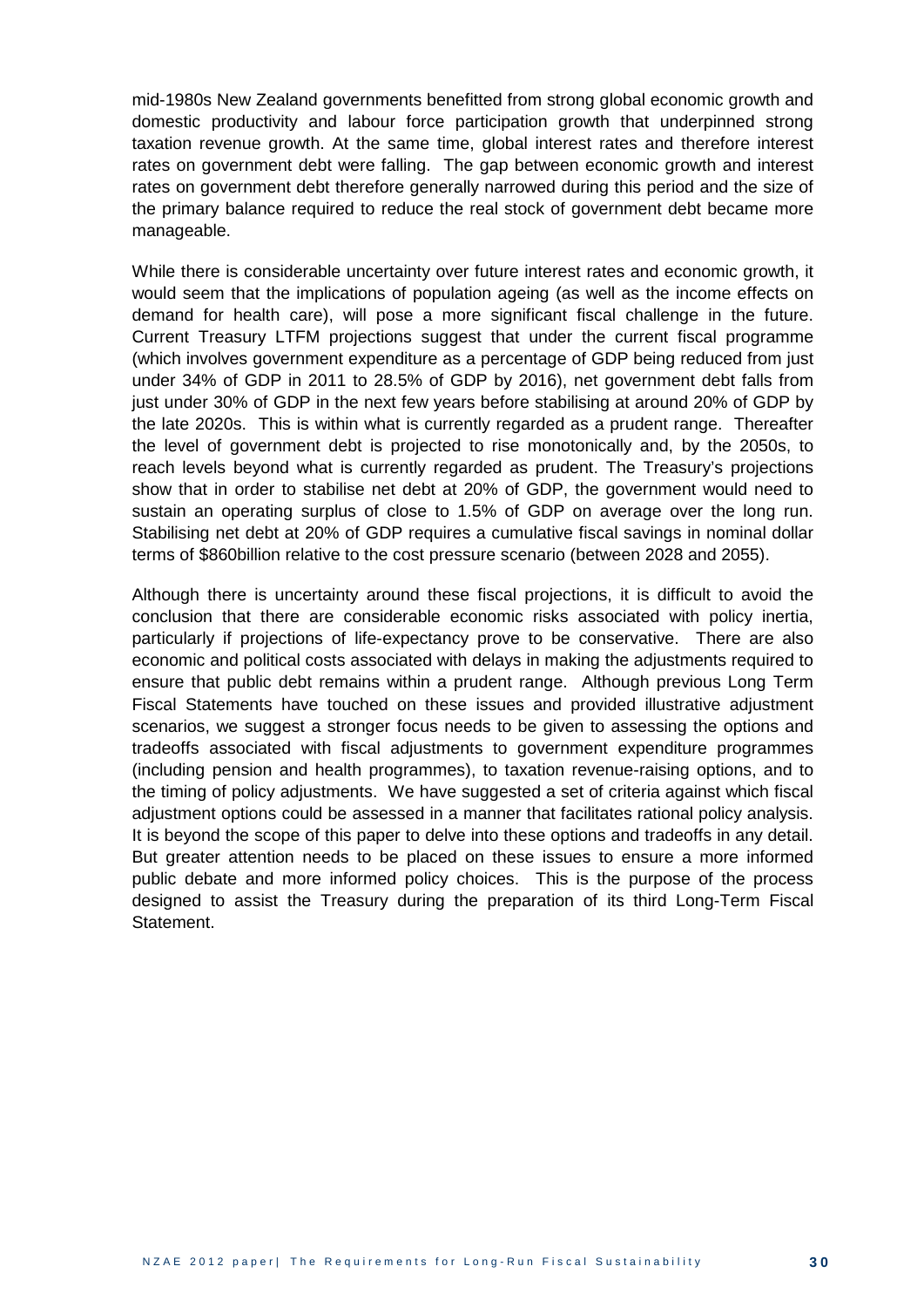mid-1980s New Zealand governments benefitted from strong global economic growth and domestic productivity and labour force participation growth that underpinned strong taxation revenue growth. At the same time, global interest rates and therefore interest rates on government debt were falling. The gap between economic growth and interest rates on government debt therefore generally narrowed during this period and the size of the primary balance required to reduce the real stock of government debt became more manageable.

While there is considerable uncertainty over future interest rates and economic growth, it would seem that the implications of population ageing (as well as the income effects on demand for health care), will pose a more significant fiscal challenge in the future. Current Treasury LTFM projections suggest that under the current fiscal programme (which involves government expenditure as a percentage of GDP being reduced from just under 34% of GDP in 2011 to 28.5% of GDP by 2016), net government debt falls from just under 30% of GDP in the next few years before stabilising at around 20% of GDP by the late 2020s. This is within what is currently regarded as a prudent range. Thereafter the level of government debt is projected to rise monotonically and, by the 2050s, to reach levels beyond what is currently regarded as prudent. The Treasury's projections show that in order to stabilise net debt at 20% of GDP, the government would need to sustain an operating surplus of close to 1.5% of GDP on average over the long run. Stabilising net debt at 20% of GDP requires a cumulative fiscal savings in nominal dollar terms of $860billion relative to the cost pressure scenario (between 2028 and 2055).

Although there is uncertainty around these fiscal projections, it is difficult to avoid the conclusion that there are considerable economic risks associated with policy inertia, particularly if projections of life-expectancy prove to be conservative. There are also economic and political costs associated with delays in making the adjustments required to ensure that public debt remains within a prudent range. Although previous Long Term Fiscal Statements have touched on these issues and provided illustrative adjustment scenarios, we suggest a stronger focus needs to be given to assessing the options and tradeoffs associated with fiscal adjustments to government expenditure programmes (including pension and health programmes), to taxation revenue-raising options, and to the timing of policy adjustments. We have suggested a set of criteria against which fiscal adjustment options could be assessed in a manner that facilitates rational policy analysis. It is beyond the scope of this paper to delve into these options and tradeoffs in any detail. But greater attention needs to be placed on these issues to ensure a more informed public debate and more informed policy choices. This is the purpose of the process designed to assist the Treasury during the preparation of its third Long-Term Fiscal Statement.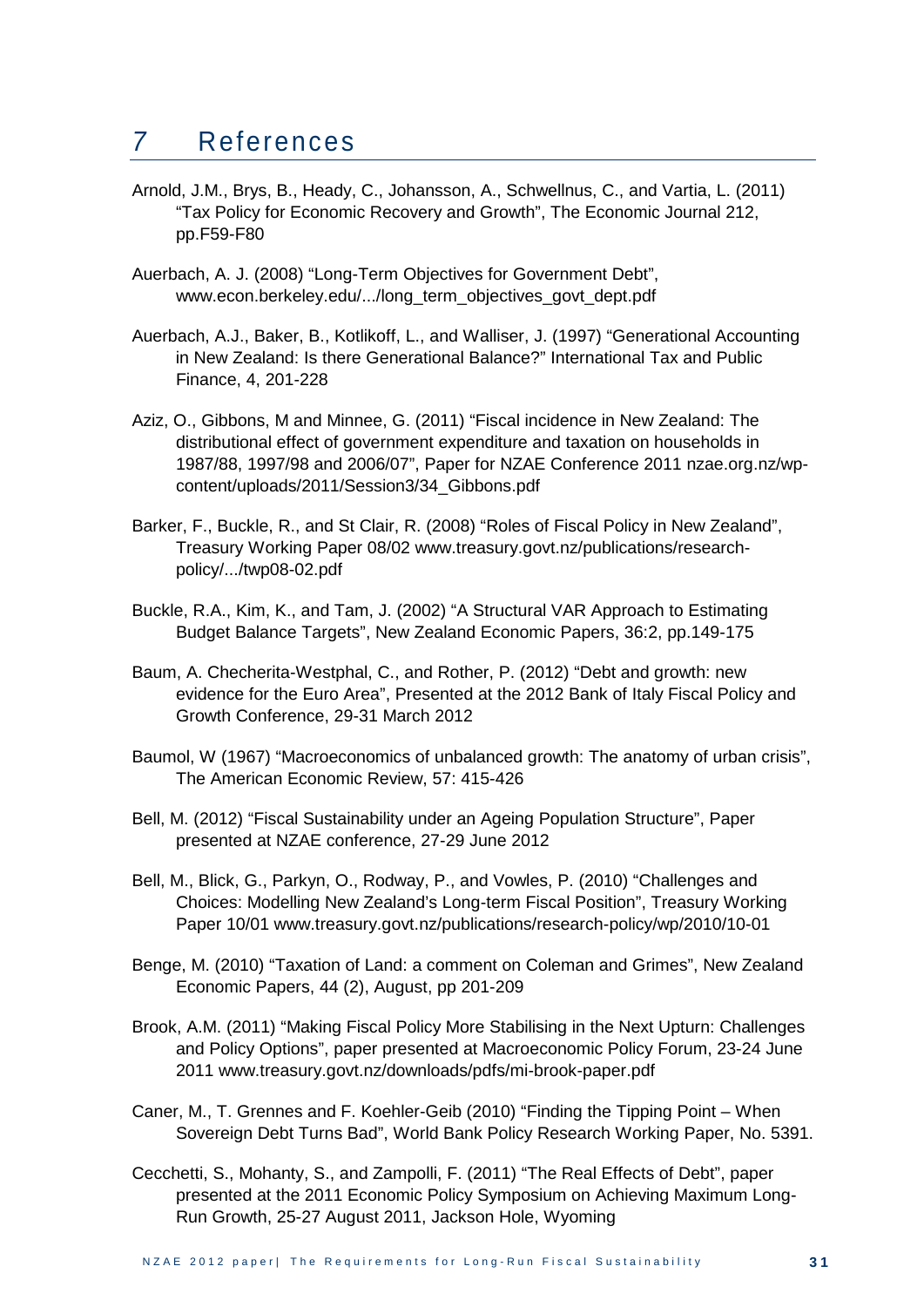# 7 References

Arnold, J.M., Brys, B., Heady, C., Johansson, A., Schwellnus, C., and Vartia, L. (2011) "Tax Policy for Economic Recovery and Growth", The Economic Journal 212, pp.F59-F80

Auerbach, A. J. (2008) "Long-Term Objectives for Government Debt", www.econ.berkeley.edu/.../long_term_objectives_govt_dept.pdf

Auerbach, A.J., Baker, B., Kotlikoff, L., and Walliser, J. (1997) "Generational Accounting in New Zealand: Is there Generational Balance?" International Tax and Public Finance, 4, 201-228

Aziz, O., Gibbons, M and Minnee, G. (2011) "Fiscal incidence in New Zealand: The distributional effect of government expenditure and taxation on households in 1987/88, 1997/98 and 2006/07", Paper for NZAE Conference 2011 nzae.org.nz/wp-content/uploads/2011/Session3/34_Gibbons.pdf

Barker, F., Buckle, R., and St Clair, R. (2008) "Roles of Fiscal Policy in New Zealand", Treasury Working Paper 08/02 www.treasury.govt.nz/publications/research-policy/.../twp08-02.pdf

Buckle, R.A., Kim, K., and Tam, J. (2002) "A Structural VAR Approach to Estimating Budget Balance Targets", New Zealand Economic Papers, 36:2, pp.149-175

Baum, A. Checherita-Westphal, C., and Rother, P. (2012) "Debt and growth: new evidence for the Euro Area", Presented at the 2012 Bank of Italy Fiscal Policy and Growth Conference, 29-31 March 2012

Baumol, W (1967) "Macroeconomics of unbalanced growth: The anatomy of urban crisis", The American Economic Review, 57: 415-426

Bell, M. (2012) "Fiscal Sustainability under an Ageing Population Structure", Paper presented at NZAE conference, 27-29 June 2012

Bell, M., Blick, G., Parkyn, O., Rodway, P., and Vowles, P. (2010) "Challenges and Choices: Modelling New Zealand's Long-term Fiscal Position", Treasury Working Paper 10/01 www.treasury.govt.nz/publications/research-policy/wp/2010/10-01

Benge, M. (2010) "Taxation of Land: a comment on Coleman and Grimes", New Zealand Economic Papers, 44 (2), August, pp 201-209

Brook, A.M. (2011) "Making Fiscal Policy More Stabilising in the Next Upturn: Challenges and Policy Options", paper presented at Macroeconomic Policy Forum, 23-24 June 2011 www.treasury.govt.nz/downloads/pdfs/mi-brook-paper.pdf

Caner, M., T. Grennes and F. Koehler-Geib (2010) "Finding the Tipping Point – When Sovereign Debt Turns Bad", World Bank Policy Research Working Paper, No. 5391.

Cecchetti, S., Mohanty, S., and Zampolli, F. (2011) "The Real Effects of Debt", paper presented at the 2011 Economic Policy Symposium on Achieving Maximum Long-Run Growth, 25-27 August 2011, Jackson Hole, Wyoming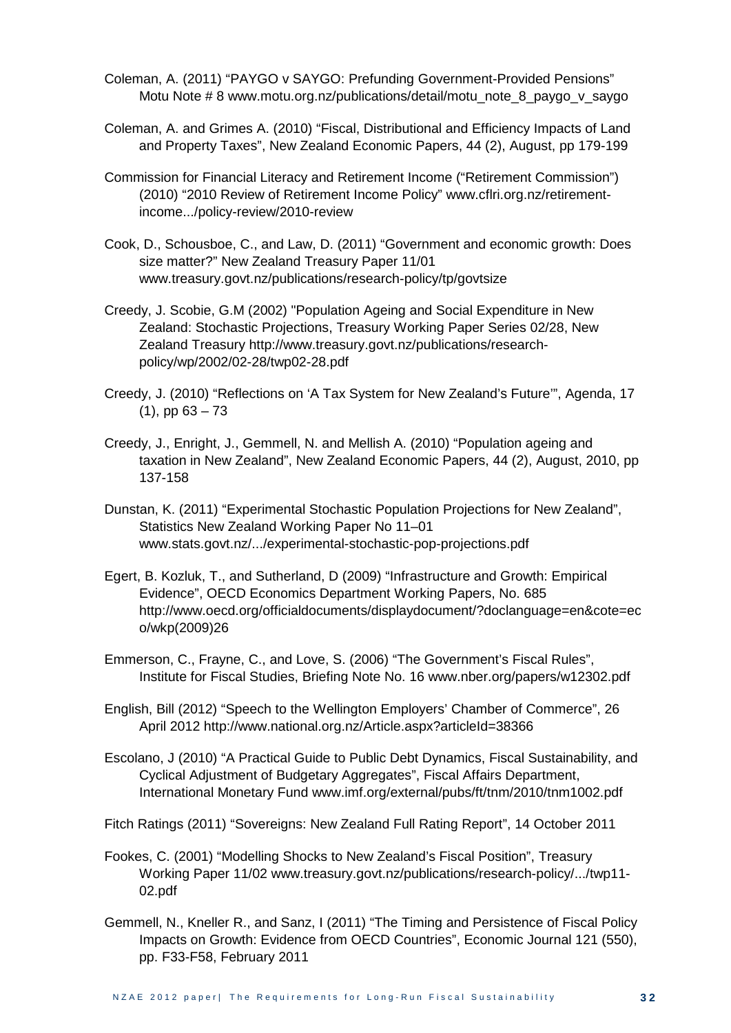Coleman, A. (2011) “PAYGO v SAYGO: Prefunding Government-Provided Pensions” Motu Note # 8 www.motu.org.nz/publications/detail/motu_note_8_paygo_v_saygo

Coleman, A. and Grimes A. (2010) “Fiscal, Distributional and Efficiency Impacts of Land and Property Taxes”, New Zealand Economic Papers, 44 (2), August, pp 179-199

Commission for Financial Literacy and Retirement Income (“Retirement Commission”) (2010) “2010 Review of Retirement Income Policy” www.cflri.org.nz/retirement-income.../policy-review/2010-review

Cook, D., Schousboe, C., and Law, D. (2011) “Government and economic growth: Does size matter?” New Zealand Treasury Paper 11/01 www.treasury.govt.nz/publications/research-policy/tp/govtsize

Creedy, J. Scobie, G.M (2002) "Population Ageing and Social Expenditure in New Zealand: Stochastic Projections, Treasury Working Paper Series 02/28, New Zealand Treasury http://www.treasury.govt.nz/publications/research-policy/wp/2002/02-28/twp02-28.pdf

Creedy, J. (2010) “Reflections on ‘A Tax System for New Zealand’s Future’”, Agenda, 17 (1), pp 63 – 73

Creedy, J., Enright, J., Gemmell, N. and Mellish A. (2010) “Population ageing and taxation in New Zealand”, New Zealand Economic Papers, 44 (2), August, 2010, pp 137-158

Dunstan, K. (2011) “Experimental Stochastic Population Projections for New Zealand”, Statistics New Zealand Working Paper No 11–01 www.stats.govt.nz/.../experimental-stochastic-pop-projections.pdf

Egert, B. Kozluk, T., and Sutherland, D (2009) “Infrastructure and Growth: Empirical Evidence”, OECD Economics Department Working Papers, No. 685 http://www.oecd.org/officialdocuments/displaydocument/?doclanguage=en&cote=eco/wkp(2009)26

Emmerson, C., Frayne, C., and Love, S. (2006) “The Government’s Fiscal Rules”, Institute for Fiscal Studies, Briefing Note No. 16 www.nber.org/papers/w12302.pdf

English, Bill (2012) “Speech to the Wellington Employers’ Chamber of Commerce”, 26 April 2012 http://www.national.org.nz/Article.aspx?articleId=38366

Escolano, J (2010) “A Practical Guide to Public Debt Dynamics, Fiscal Sustainability, and Cyclical Adjustment of Budgetary Aggregates”, Fiscal Affairs Department, International Monetary Fund www.imf.org/external/pubs/ft/tnm/2010/tnm1002.pdf

Fitch Ratings (2011) “Sovereigns: New Zealand Full Rating Report”, 14 October 2011

Fookes, C. (2001) “Modelling Shocks to New Zealand’s Fiscal Position”, Treasury Working Paper 11/02 www.treasury.govt.nz/publications/research-policy/.../twp11-02.pdf

Gemmell, N., Kneller R., and Sanz, I (2011) “The Timing and Persistence of Fiscal Policy Impacts on Growth: Evidence from OECD Countries”, Economic Journal 121 (550), pp. F33-F58, February 2011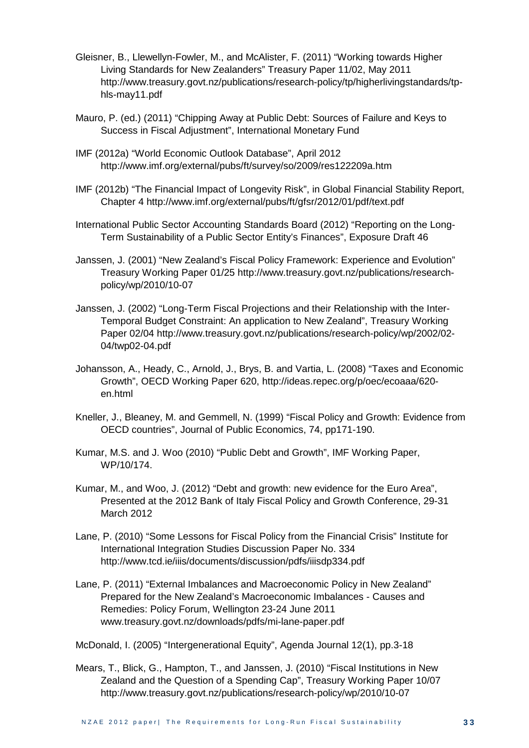Gleisner, B., Llewellyn-Fowler, M., and McAlister, F. (2011) "Working towards Higher Living Standards for New Zealanders" Treasury Paper 11/02, May 2011 http://www.treasury.govt.nz/publications/research-policy/tp/higherlivingstandards/tp-hls-may11.pdf

Mauro, P. (ed.) (2011) "Chipping Away at Public Debt: Sources of Failure and Keys to Success in Fiscal Adjustment", International Monetary Fund

IMF (2012a) "World Economic Outlook Database", April 2012 http://www.imf.org/external/pubs/ft/survey/so/2009/res122209a.htm

IMF (2012b) "The Financial Impact of Longevity Risk", in Global Financial Stability Report, Chapter 4 http://www.imf.org/external/pubs/ft/gfsr/2012/01/pdf/text.pdf

International Public Sector Accounting Standards Board (2012) "Reporting on the Long-Term Sustainability of a Public Sector Entity's Finances", Exposure Draft 46

Janssen, J. (2001) "New Zealand's Fiscal Policy Framework: Experience and Evolution" Treasury Working Paper 01/25 http://www.treasury.govt.nz/publications/research-policy/wp/2010/10-07

Janssen, J. (2002) "Long-Term Fiscal Projections and their Relationship with the Inter-Temporal Budget Constraint: An application to New Zealand", Treasury Working Paper 02/04 http://www.treasury.govt.nz/publications/research-policy/wp/2002/02-04/twp02-04.pdf

Johansson, A., Heady, C., Arnold, J., Brys, B. and Vartia, L. (2008) "Taxes and Economic Growth", OECD Working Paper 620, http://ideas.repec.org/p/oec/ecoaaa/620-en.html

Kneller, J., Bleaney, M. and Gemmell, N. (1999) "Fiscal Policy and Growth: Evidence from OECD countries", Journal of Public Economics, 74, pp171-190.

Kumar, M.S. and J. Woo (2010) "Public Debt and Growth", IMF Working Paper, WP/10/174.

Kumar, M., and Woo, J. (2012) "Debt and growth: new evidence for the Euro Area", Presented at the 2012 Bank of Italy Fiscal Policy and Growth Conference, 29-31 March 2012

Lane, P. (2010) "Some Lessons for Fiscal Policy from the Financial Crisis" Institute for International Integration Studies Discussion Paper No. 334 http://www.tcd.ie/iiis/documents/discussion/pdfs/iiisdp334.pdf

Lane, P. (2011) "External Imbalances and Macroeconomic Policy in New Zealand" Prepared for the New Zealand's Macroeconomic Imbalances - Causes and Remedies: Policy Forum, Wellington 23-24 June 2011 www.treasury.govt.nz/downloads/pdfs/mi-lane-paper.pdf

McDonald, I. (2005) "Intergenerational Equity", Agenda Journal 12(1), pp.3-18

Mears, T., Blick, G., Hampton, T., and Janssen, J. (2010) "Fiscal Institutions in New Zealand and the Question of a Spending Cap", Treasury Working Paper 10/07 http://www.treasury.govt.nz/publications/research-policy/wp/2010/10-07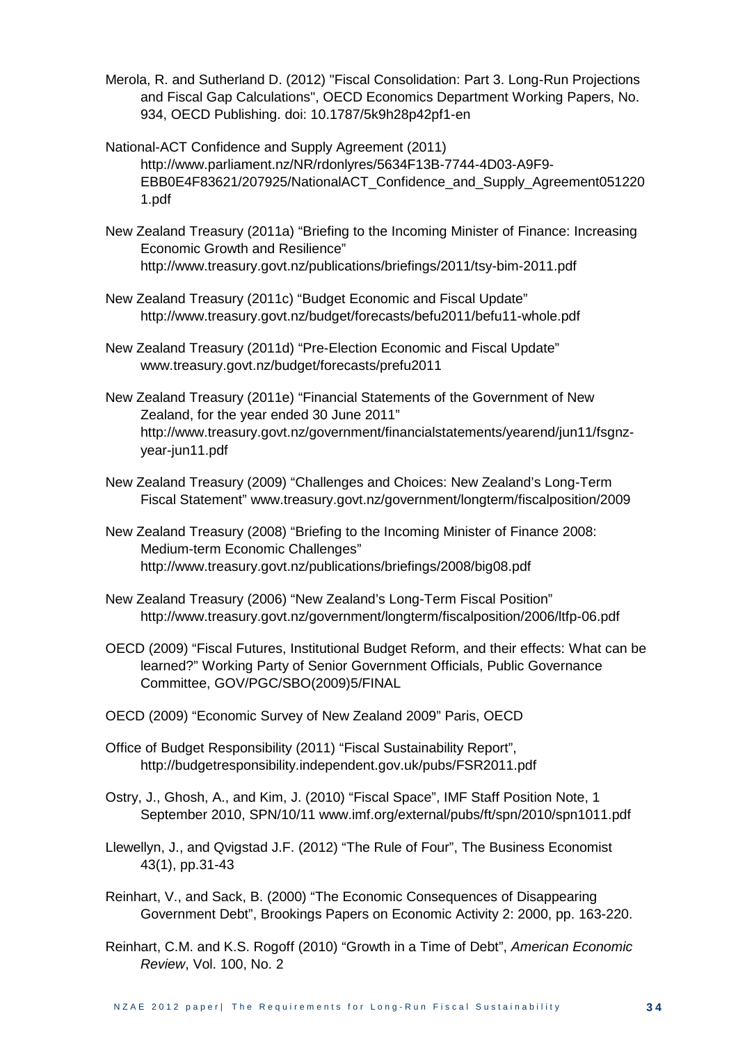Merola, R. and Sutherland D. (2012) "Fiscal Consolidation: Part 3. Long-Run Projections and Fiscal Gap Calculations", OECD Economics Department Working Papers, No. 934, OECD Publishing. doi: 10.1787/5k9h28p42pf1-en

National-ACT Confidence and Supply Agreement (2011) http://www.parliament.nz/NR/rdonlyres/5634F13B-7744-4D03-A9F9-EBB0E4F83621/207925/NationalACT_Confidence_and_Supply_Agreement0512201.pdf

New Zealand Treasury (2011a) "Briefing to the Incoming Minister of Finance: Increasing Economic Growth and Resilience" http://www.treasury.govt.nz/publications/briefings/2011/tsy-bim-2011.pdf

New Zealand Treasury (2011c) "Budget Economic and Fiscal Update" http://www.treasury.govt.nz/budget/forecasts/befu2011/befu11-whole.pdf

New Zealand Treasury (2011d) "Pre-Election Economic and Fiscal Update" www.treasury.govt.nz/budget/forecasts/prefu2011

New Zealand Treasury (2011e) "Financial Statements of the Government of New Zealand, for the year ended 30 June 2011" http://www.treasury.govt.nz/government/financialstatements/yearend/jun11/fsgnz-year-jun11.pdf

New Zealand Treasury (2009) "Challenges and Choices: New Zealand's Long-Term Fiscal Statement" www.treasury.govt.nz/government/longterm/fiscalposition/2009

New Zealand Treasury (2008) "Briefing to the Incoming Minister of Finance 2008: Medium-term Economic Challenges" http://www.treasury.govt.nz/publications/briefings/2008/big08.pdf

New Zealand Treasury (2006) "New Zealand's Long-Term Fiscal Position" http://www.treasury.govt.nz/government/longterm/fiscalposition/2006/ltfp-06.pdf

OECD (2009) "Fiscal Futures, Institutional Budget Reform, and their effects: What can be learned?" Working Party of Senior Government Officials, Public Governance Committee, GOV/PGC/SBO(2009)5/FINAL

OECD (2009) "Economic Survey of New Zealand 2009" Paris, OECD

Office of Budget Responsibility (2011) "Fiscal Sustainability Report", http://budgetresponsibility.independent.gov.uk/pubs/FSR2011.pdf

Ostry, J., Ghosh, A., and Kim, J. (2010) "Fiscal Space", IMF Staff Position Note, 1 September 2010, SPN/10/11 www.imf.org/external/pubs/ft/spn/2010/spn1011.pdf

Llewellyn, J., and Qvigstad J.F. (2012) "The Rule of Four", The Business Economist 43(1), pp.31-43

Reinhart, V., and Sack, B. (2000) "The Economic Consequences of Disappearing Government Debt", Brookings Papers on Economic Activity 2: 2000, pp. 163-220.

Reinhart, C.M. and K.S. Rogoff (2010) "Growth in a Time of Debt", *American Economic Review*, Vol. 100, No. 2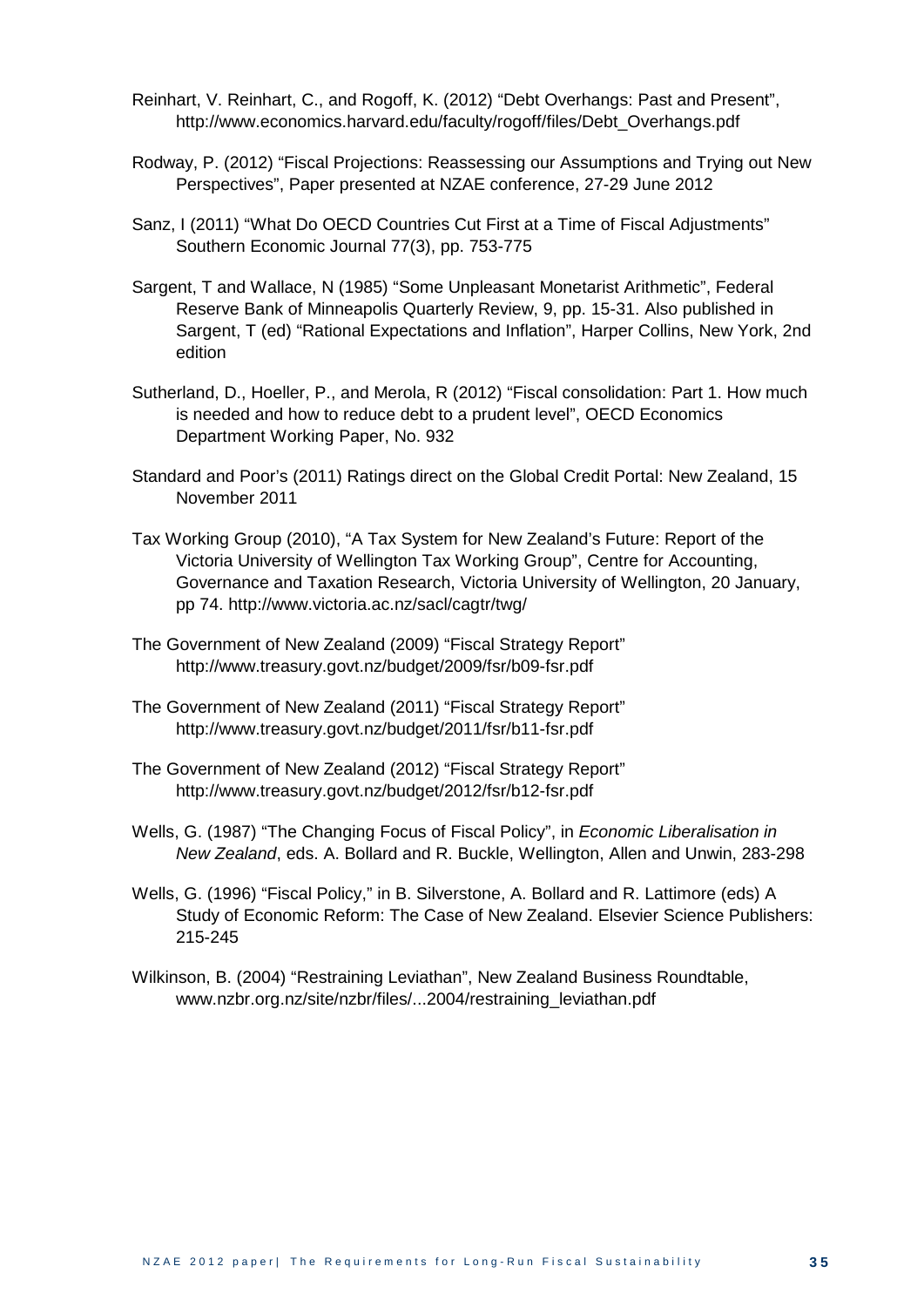Reinhart, V. Reinhart, C., and Rogoff, K. (2012) "Debt Overhangs: Past and Present", http://www.economics.harvard.edu/faculty/rogoff/files/Debt_Overhangs.pdf

Rodway, P. (2012) "Fiscal Projections: Reassessing our Assumptions and Trying out New Perspectives", Paper presented at NZAE conference, 27-29 June 2012

Sanz, I (2011) "What Do OECD Countries Cut First at a Time of Fiscal Adjustments" Southern Economic Journal 77(3), pp. 753-775

Sargent, T and Wallace, N (1985) "Some Unpleasant Monetarist Arithmetic", Federal Reserve Bank of Minneapolis Quarterly Review, 9, pp. 15-31. Also published in Sargent, T (ed) "Rational Expectations and Inflation", Harper Collins, New York, 2nd edition

Sutherland, D., Hoeller, P., and Merola, R (2012) "Fiscal consolidation: Part 1. How much is needed and how to reduce debt to a prudent level", OECD Economics Department Working Paper, No. 932

Standard and Poor's (2011) Ratings direct on the Global Credit Portal: New Zealand, 15 November 2011

Tax Working Group (2010), "A Tax System for New Zealand's Future: Report of the Victoria University of Wellington Tax Working Group", Centre for Accounting, Governance and Taxation Research, Victoria University of Wellington, 20 January, pp 74. http://www.victoria.ac.nz/sacl/cagtr/twg/

The Government of New Zealand (2009) "Fiscal Strategy Report" http://www.treasury.govt.nz/budget/2009/fsr/b09-fsr.pdf

The Government of New Zealand (2011) "Fiscal Strategy Report" http://www.treasury.govt.nz/budget/2011/fsr/b11-fsr.pdf

The Government of New Zealand (2012) "Fiscal Strategy Report" http://www.treasury.govt.nz/budget/2012/fsr/b12-fsr.pdf

Wells, G. (1987) "The Changing Focus of Fiscal Policy", in *Economic Liberalisation in New Zealand*, eds. A. Bollard and R. Buckle, Wellington, Allen and Unwin, 283-298

Wells, G. (1996) "Fiscal Policy," in B. Silverstone, A. Bollard and R. Lattimore (eds) A Study of Economic Reform: The Case of New Zealand. Elsevier Science Publishers: 215-245

Wilkinson, B. (2004) "Restraining Leviathan", New Zealand Business Roundtable, www.nzbr.org.nz/site/nzbr/files/...2004/restraining_leviathan.pdf